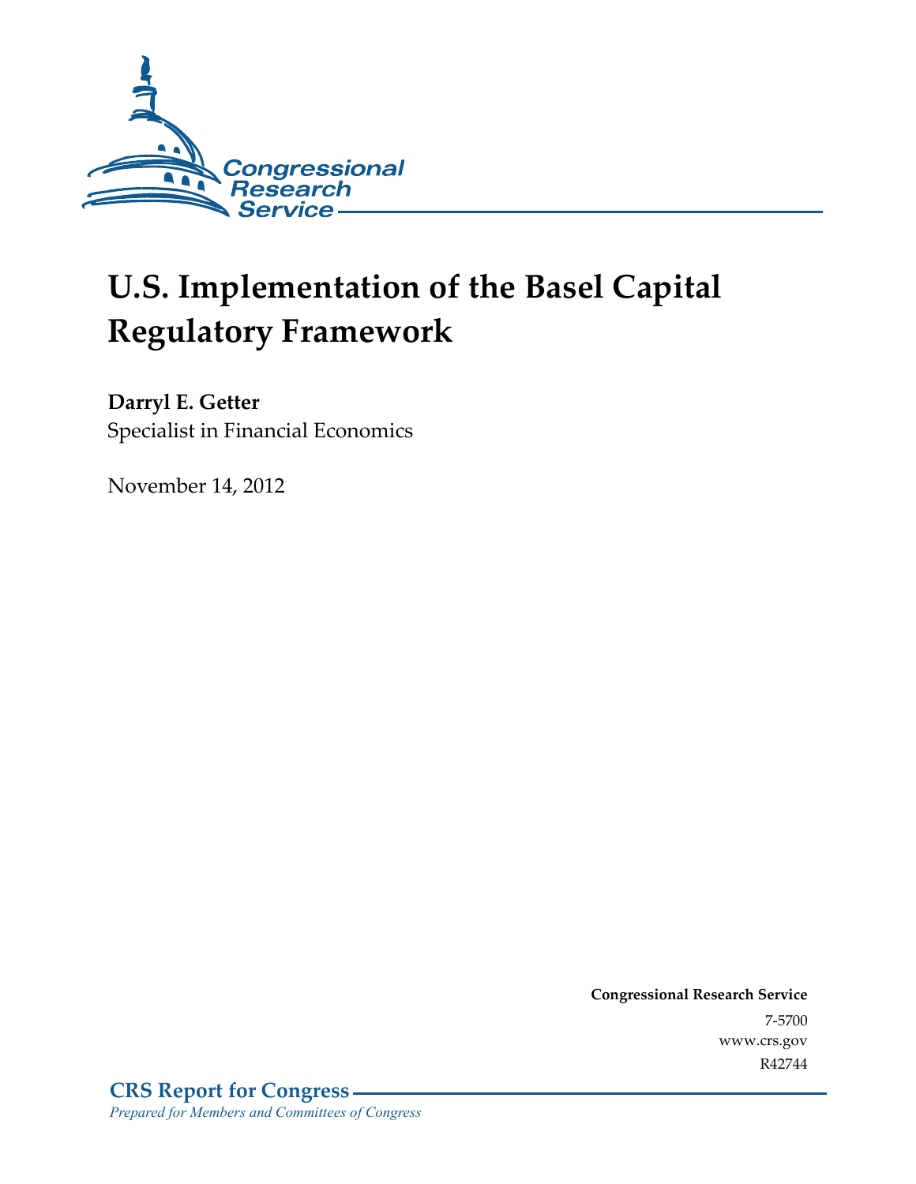Congressional Research Service

# U.S. Implementation of the Basel Capital Regulatory Framework

**Darryl E. Getter**
Specialist in Financial Economics

November 14, 2012

**Congressional Research Service**
7-5700
www.crs.gov
R42744

**CRS Report for Congress**
*Prepared for Members and Committees of Congress*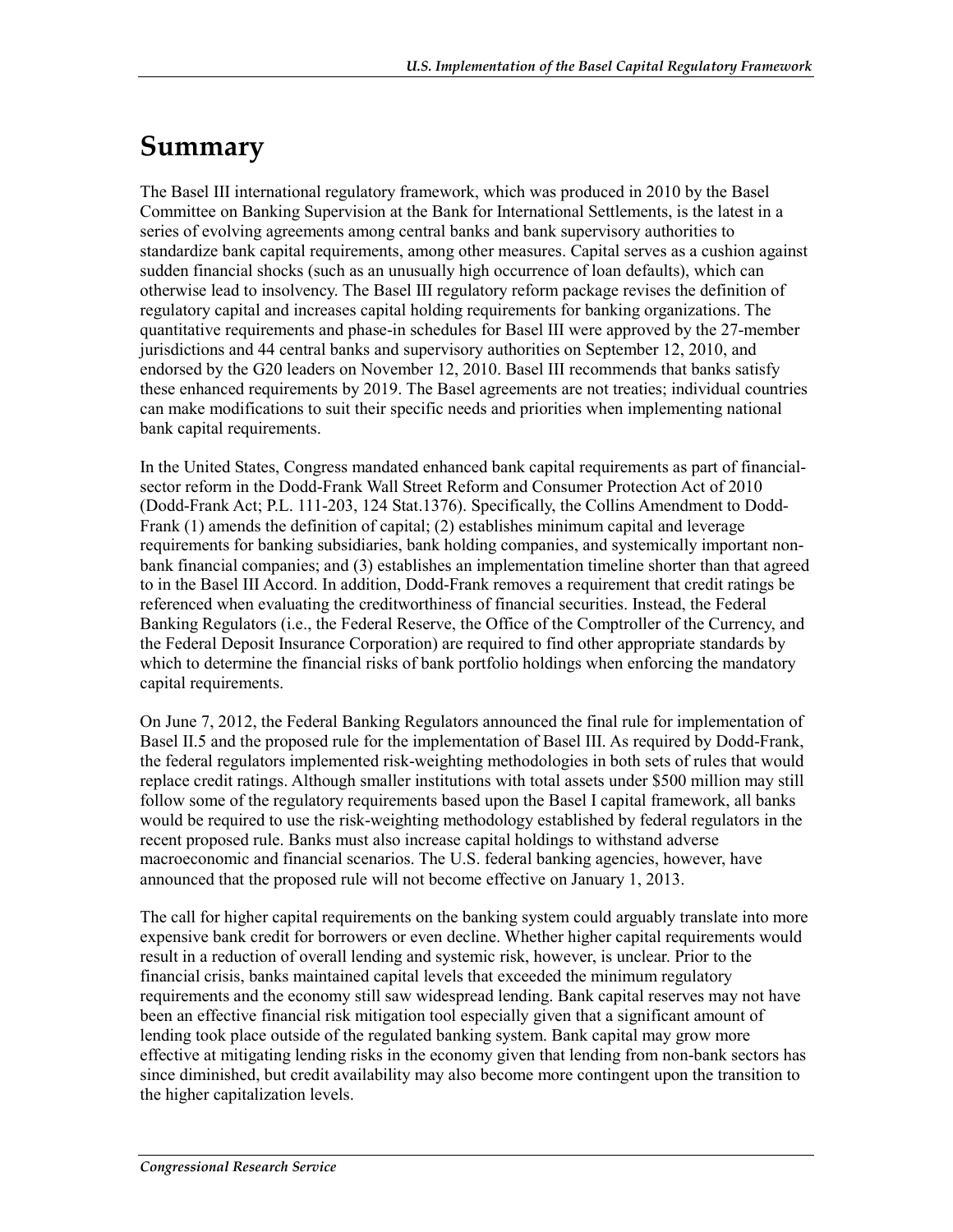# Summary

The Basel III international regulatory framework, which was produced in 2010 by the Basel Committee on Banking Supervision at the Bank for International Settlements, is the latest in a series of evolving agreements among central banks and bank supervisory authorities to standardize bank capital requirements, among other measures. Capital serves as a cushion against sudden financial shocks (such as an unusually high occurrence of loan defaults), which can otherwise lead to insolvency. The Basel III regulatory reform package revises the definition of regulatory capital and increases capital holding requirements for banking organizations. The quantitative requirements and phase-in schedules for Basel III were approved by the 27-member jurisdictions and 44 central banks and supervisory authorities on September 12, 2010, and endorsed by the G20 leaders on November 12, 2010. Basel III recommends that banks satisfy these enhanced requirements by 2019. The Basel agreements are not treaties; individual countries can make modifications to suit their specific needs and priorities when implementing national bank capital requirements.

In the United States, Congress mandated enhanced bank capital requirements as part of financial-sector reform in the Dodd-Frank Wall Street Reform and Consumer Protection Act of 2010 (Dodd-Frank Act; P.L. 111-203, 124 Stat.1376). Specifically, the Collins Amendment to Dodd-Frank (1) amends the definition of capital; (2) establishes minimum capital and leverage requirements for banking subsidiaries, bank holding companies, and systemically important non-bank financial companies; and (3) establishes an implementation timeline shorter than that agreed to in the Basel III Accord. In addition, Dodd-Frank removes a requirement that credit ratings be referenced when evaluating the creditworthiness of financial securities. Instead, the Federal Banking Regulators (i.e., the Federal Reserve, the Office of the Comptroller of the Currency, and the Federal Deposit Insurance Corporation) are required to find other appropriate standards by which to determine the financial risks of bank portfolio holdings when enforcing the mandatory capital requirements.

On June 7, 2012, the Federal Banking Regulators announced the final rule for implementation of Basel II.5 and the proposed rule for the implementation of Basel III. As required by Dodd-Frank, the federal regulators implemented risk-weighting methodologies in both sets of rules that would replace credit ratings. Although smaller institutions with total assets under $500 million may still follow some of the regulatory requirements based upon the Basel I capital framework, all banks would be required to use the risk-weighting methodology established by federal regulators in the recent proposed rule. Banks must also increase capital holdings to withstand adverse macroeconomic and financial scenarios. The U.S. federal banking agencies, however, have announced that the proposed rule will not become effective on January 1, 2013.

The call for higher capital requirements on the banking system could arguably translate into more expensive bank credit for borrowers or even decline. Whether higher capital requirements would result in a reduction of overall lending and systemic risk, however, is unclear. Prior to the financial crisis, banks maintained capital levels that exceeded the minimum regulatory requirements and the economy still saw widespread lending. Bank capital reserves may not have been an effective financial risk mitigation tool especially given that a significant amount of lending took place outside of the regulated banking system. Bank capital may grow more effective at mitigating lending risks in the economy given that lending from non-bank sectors has since diminished, but credit availability may also become more contingent upon the transition to the higher capitalization levels.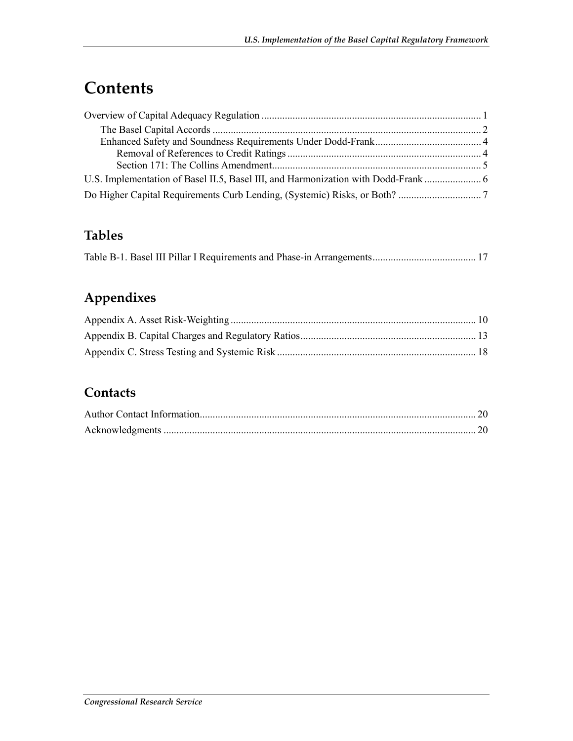# Contents

Overview of Capital Adequacy Regulation .................................................................................... 1
  The Basel Capital Accords ....................................................................................................... 2
  Enhanced Safety and Soundness Requirements Under Dodd-Frank......................................... 4
    Removal of References to Credit Ratings .......................................................................... 4
    Section 171: The Collins Amendment................................................................................ 5
U.S. Implementation of Basel II.5, Basel III, and Harmonization with Dodd-Frank ...................... 6
Do Higher Capital Requirements Curb Lending, (Systemic) Risks, or Both? ................................ 7

## Tables

Table B-1. Basel III Pillar I Requirements and Phase-in Arrangements........................................ 17

## Appendixes

Appendix A. Asset Risk-Weighting .............................................................................................. 10
Appendix B. Capital Charges and Regulatory Ratios................................................................... 13
Appendix C. Stress Testing and Systemic Risk ............................................................................ 18

## Contacts

Author Contact Information.......................................................................................................... 20
Acknowledgments ........................................................................................................................ 20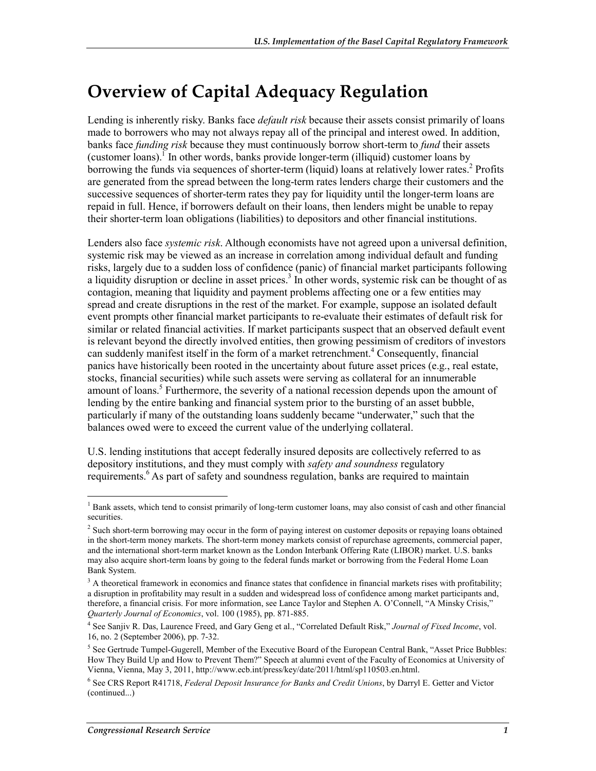# Overview of Capital Adequacy Regulation

Lending is inherently risky. Banks face *default risk* because their assets consist primarily of loans made to borrowers who may not always repay all of the principal and interest owed. In addition, banks face *funding risk* because they must continuously borrow short-term to *fund* their assets (customer loans).[1] In other words, banks provide longer-term (illiquid) customer loans by borrowing the funds via sequences of shorter-term (liquid) loans at relatively lower rates.[2] Profits are generated from the spread between the long-term rates lenders charge their customers and the successive sequences of shorter-term rates they pay for liquidity until the longer-term loans are repaid in full. Hence, if borrowers default on their loans, then lenders might be unable to repay their shorter-term loan obligations (liabilities) to depositors and other financial institutions.

Lenders also face *systemic risk*. Although economists have not agreed upon a universal definition, systemic risk may be viewed as an increase in correlation among individual default and funding risks, largely due to a sudden loss of confidence (panic) of financial market participants following a liquidity disruption or decline in asset prices.[3] In other words, systemic risk can be thought of as contagion, meaning that liquidity and payment problems affecting one or a few entities may spread and create disruptions in the rest of the market. For example, suppose an isolated default event prompts other financial market participants to re-evaluate their estimates of default risk for similar or related financial activities. If market participants suspect that an observed default event is relevant beyond the directly involved entities, then growing pessimism of creditors of investors can suddenly manifest itself in the form of a market retrenchment.[4] Consequently, financial panics have historically been rooted in the uncertainty about future asset prices (e.g., real estate, stocks, financial securities) while such assets were serving as collateral for an innumerable amount of loans.[5] Furthermore, the severity of a national recession depends upon the amount of lending by the entire banking and financial system prior to the bursting of an asset bubble, particularly if many of the outstanding loans suddenly became "underwater," such that the balances owed were to exceed the current value of the underlying collateral.

U.S. lending institutions that accept federally insured deposits are collectively referred to as depository institutions, and they must comply with *safety and soundness* regulatory requirements.[6] As part of safety and soundness regulation, banks are required to maintain

---

[1] Bank assets, which tend to consist primarily of long-term customer loans, may also consist of cash and other financial securities.

[2] Such short-term borrowing may occur in the form of paying interest on customer deposits or repaying loans obtained in the short-term money markets. The short-term money markets consist of repurchase agreements, commercial paper, and the international short-term market known as the London Interbank Offering Rate (LIBOR) market. U.S. banks may also acquire short-term loans by going to the federal funds market or borrowing from the Federal Home Loan Bank System.

[3] A theoretical framework in economics and finance states that confidence in financial markets rises with profitability; a disruption in profitability may result in a sudden and widespread loss of confidence among market participants and, therefore, a financial crisis. For more information, see Lance Taylor and Stephen A. O'Connell, "A Minsky Crisis," *Quarterly Journal of Economics*, vol. 100 (1985), pp. 871-885.

[4] See Sanjiv R. Das, Laurence Freed, and Gary Geng et al., "Correlated Default Risk," *Journal of Fixed Income*, vol. 16, no. 2 (September 2006), pp. 7-32.

[5] See Gertrude Tumpel-Gugerell, Member of the Executive Board of the European Central Bank, "Asset Price Bubbles: How They Build Up and How to Prevent Them?" Speech at alumni event of the Faculty of Economics at University of Vienna, Vienna, May 3, 2011, http://www.ecb.int/press/key/date/2011/html/sp110503.en.html.

[6] See CRS Report R41718, *Federal Deposit Insurance for Banks and Credit Unions*, by Darryl E. Getter and Victor (continued...)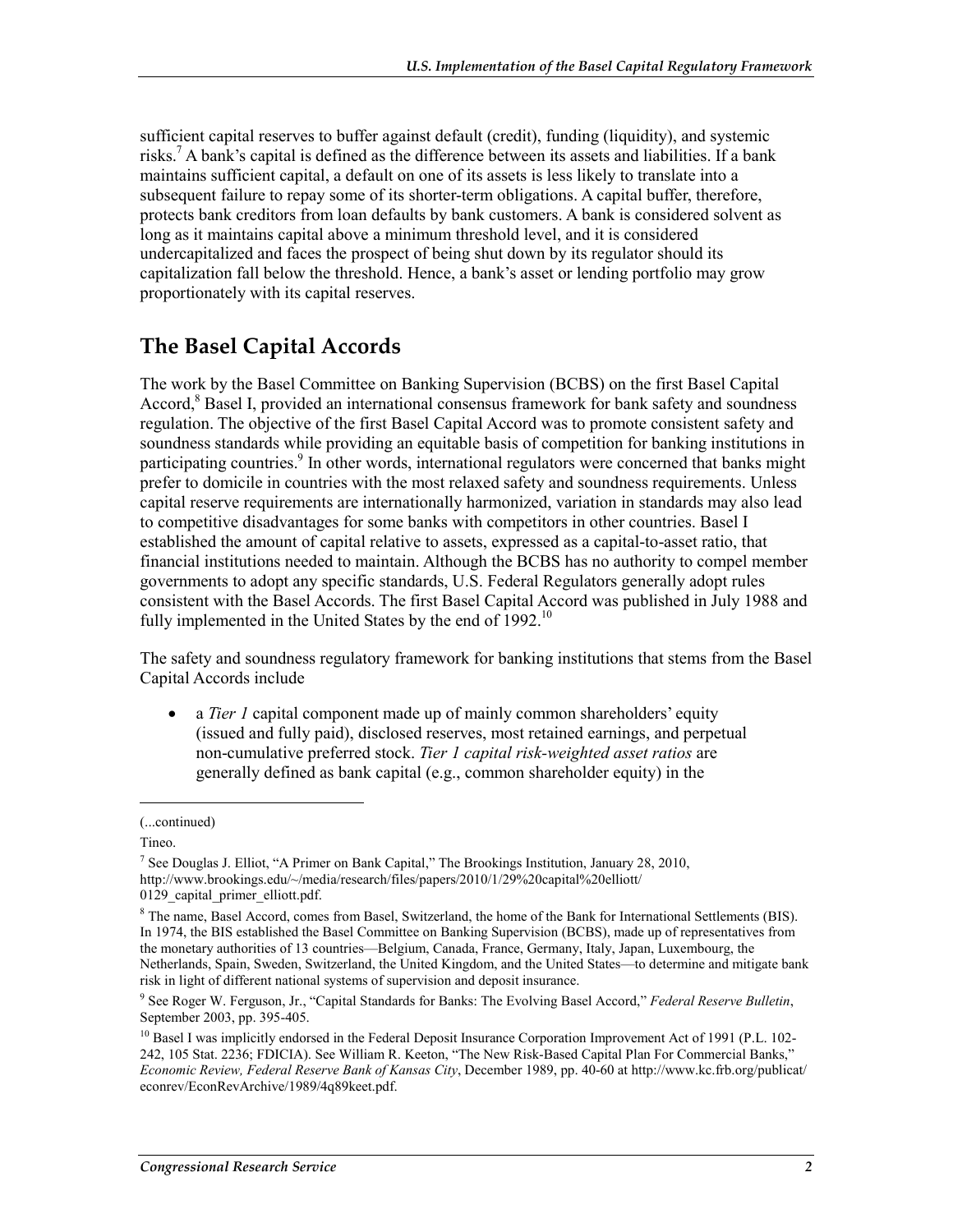sufficient capital reserves to buffer against default (credit), funding (liquidity), and systemic risks.[7] A bank's capital is defined as the difference between its assets and liabilities. If a bank maintains sufficient capital, a default on one of its assets is less likely to translate into a subsequent failure to repay some of its shorter-term obligations. A capital buffer, therefore, protects bank creditors from loan defaults by bank customers. A bank is considered solvent as long as it maintains capital above a minimum threshold level, and it is considered undercapitalized and faces the prospect of being shut down by its regulator should its capitalization fall below the threshold. Hence, a bank's asset or lending portfolio may grow proportionately with its capital reserves.

## The Basel Capital Accords

The work by the Basel Committee on Banking Supervision (BCBS) on the first Basel Capital Accord,[8] Basel I, provided an international consensus framework for bank safety and soundness regulation. The objective of the first Basel Capital Accord was to promote consistent safety and soundness standards while providing an equitable basis of competition for banking institutions in participating countries.[9] In other words, international regulators were concerned that banks might prefer to domicile in countries with the most relaxed safety and soundness requirements. Unless capital reserve requirements are internationally harmonized, variation in standards may also lead to competitive disadvantages for some banks with competitors in other countries. Basel I established the amount of capital relative to assets, expressed as a capital-to-asset ratio, that financial institutions needed to maintain. Although the BCBS has no authority to compel member governments to adopt any specific standards, U.S. Federal Regulators generally adopt rules consistent with the Basel Accords. The first Basel Capital Accord was published in July 1988 and fully implemented in the United States by the end of 1992.[10]

The safety and soundness regulatory framework for banking institutions that stems from the Basel Capital Accords include

- a *Tier 1* capital component made up of mainly common shareholders' equity (issued and fully paid), disclosed reserves, most retained earnings, and perpetual non-cumulative preferred stock. *Tier 1 capital risk-weighted asset ratios* are generally defined as bank capital (e.g., common shareholder equity) in the

---

(...continued)

Tineo.

[7] See Douglas J. Elliot, "A Primer on Bank Capital," The Brookings Institution, January 28, 2010, http://www.brookings.edu/~/media/research/files/papers/2010/1/29%20capital%20elliott/0129_capital_primer_elliott.pdf.

[8] The name, Basel Accord, comes from Basel, Switzerland, the home of the Bank for International Settlements (BIS). In 1974, the BIS established the Basel Committee on Banking Supervision (BCBS), made up of representatives from the monetary authorities of 13 countries—Belgium, Canada, France, Germany, Italy, Japan, Luxembourg, the Netherlands, Spain, Sweden, Switzerland, the United Kingdom, and the United States—to determine and mitigate bank risk in light of different national systems of supervision and deposit insurance.

[9] See Roger W. Ferguson, Jr., "Capital Standards for Banks: The Evolving Basel Accord," *Federal Reserve Bulletin*, September 2003, pp. 395-405.

[10] Basel I was implicitly endorsed in the Federal Deposit Insurance Corporation Improvement Act of 1991 (P.L. 102-242, 105 Stat. 2236; FDICIA). See William R. Keeton, "The New Risk-Based Capital Plan For Commercial Banks," *Economic Review, Federal Reserve Bank of Kansas City*, December 1989, pp. 40-60 at http://www.kc.frb.org/publicat/econrev/EconRevArchive/1989/4q89keet.pdf.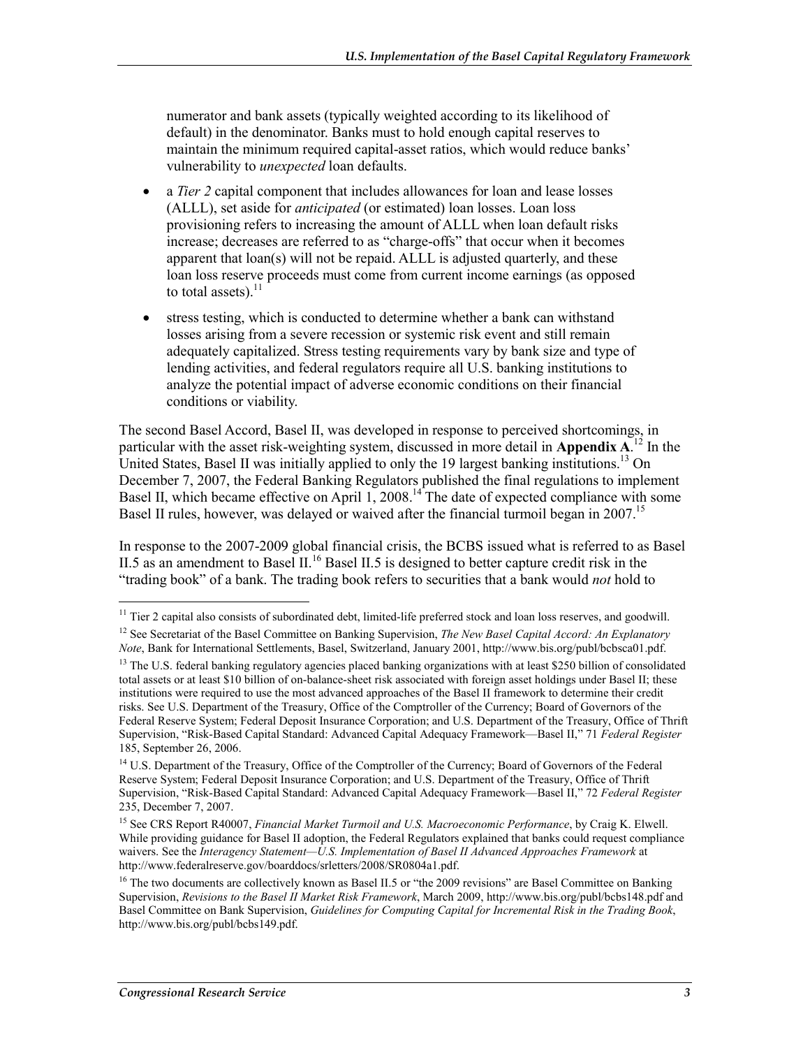numerator and bank assets (typically weighted according to its likelihood of default) in the denominator. Banks must to hold enough capital reserves to maintain the minimum required capital-asset ratios, which would reduce banks' vulnerability to *unexpected* loan defaults.

- a *Tier 2* capital component that includes allowances for loan and lease losses (ALLL), set aside for *anticipated* (or estimated) loan losses. Loan loss provisioning refers to increasing the amount of ALLL when loan default risks increase; decreases are referred to as "charge-offs" that occur when it becomes apparent that loan(s) will not be repaid. ALLL is adjusted quarterly, and these loan loss reserve proceeds must come from current income earnings (as opposed to total assets).[11]
- stress testing, which is conducted to determine whether a bank can withstand losses arising from a severe recession or systemic risk event and still remain adequately capitalized. Stress testing requirements vary by bank size and type of lending activities, and federal regulators require all U.S. banking institutions to analyze the potential impact of adverse economic conditions on their financial conditions or viability.

The second Basel Accord, Basel II, was developed in response to perceived shortcomings, in particular with the asset risk-weighting system, discussed in more detail in **Appendix A**.[12] In the United States, Basel II was initially applied to only the 19 largest banking institutions.[13] On December 7, 2007, the Federal Banking Regulators published the final regulations to implement Basel II, which became effective on April 1, 2008.[14] The date of expected compliance with some Basel II rules, however, was delayed or waived after the financial turmoil began in 2007.[15]

In response to the 2007-2009 global financial crisis, the BCBS issued what is referred to as Basel II.5 as an amendment to Basel II.[16] Basel II.5 is designed to better capture credit risk in the "trading book" of a bank. The trading book refers to securities that a bank would *not* hold to

---

[11] Tier 2 capital also consists of subordinated debt, limited-life preferred stock and loan loss reserves, and goodwill.

[12] See Secretariat of the Basel Committee on Banking Supervision, *The New Basel Capital Accord: An Explanatory Note*, Bank for International Settlements, Basel, Switzerland, January 2001, http://www.bis.org/publ/bcbsca01.pdf.

[13] The U.S. federal banking regulatory agencies placed banking organizations with at least $250 billion of consolidated total assets or at least $10 billion of on-balance-sheet risk associated with foreign asset holdings under Basel II; these institutions were required to use the most advanced approaches of the Basel II framework to determine their credit risks. See U.S. Department of the Treasury, Office of the Comptroller of the Currency; Board of Governors of the Federal Reserve System; Federal Deposit Insurance Corporation; and U.S. Department of the Treasury, Office of Thrift Supervision, "Risk-Based Capital Standard: Advanced Capital Adequacy Framework—Basel II," 71 *Federal Register* 185, September 26, 2006.

[14] U.S. Department of the Treasury, Office of the Comptroller of the Currency; Board of Governors of the Federal Reserve System; Federal Deposit Insurance Corporation; and U.S. Department of the Treasury, Office of Thrift Supervision, "Risk-Based Capital Standard: Advanced Capital Adequacy Framework—Basel II," 72 *Federal Register* 235, December 7, 2007.

[15] See CRS Report R40007, *Financial Market Turmoil and U.S. Macroeconomic Performance*, by Craig K. Elwell. While providing guidance for Basel II adoption, the Federal Regulators explained that banks could request compliance waivers. See the *Interagency Statement—U.S. Implementation of Basel II Advanced Approaches Framework* at http://www.federalreserve.gov/boarddocs/srletters/2008/SR0804a1.pdf.

[16] The two documents are collectively known as Basel II.5 or "the 2009 revisions" are Basel Committee on Banking Supervision, *Revisions to the Basel II Market Risk Framework*, March 2009, http://www.bis.org/publ/bcbs148.pdf and Basel Committee on Bank Supervision, *Guidelines for Computing Capital for Incremental Risk in the Trading Book*, http://www.bis.org/publ/bcbs149.pdf.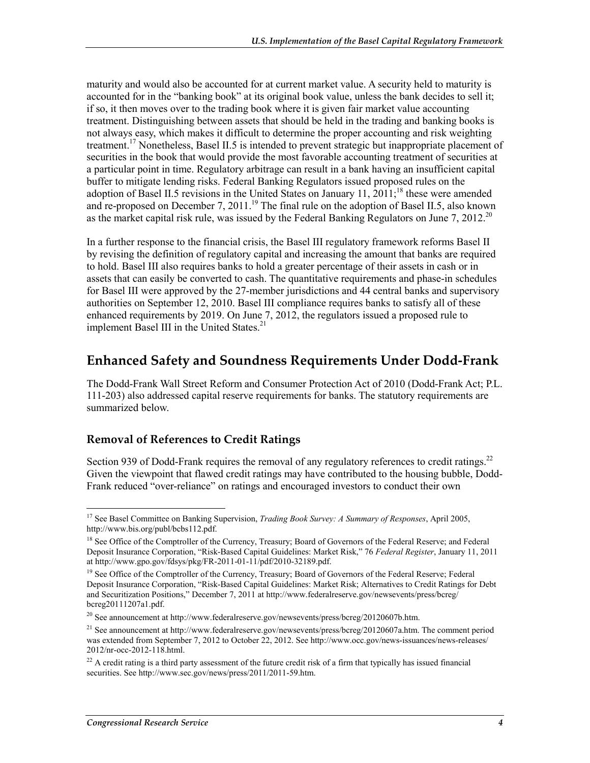maturity and would also be accounted for at current market value. A security held to maturity is accounted for in the "banking book" at its original book value, unless the bank decides to sell it; if so, it then moves over to the trading book where it is given fair market value accounting treatment. Distinguishing between assets that should be held in the trading and banking books is not always easy, which makes it difficult to determine the proper accounting and risk weighting treatment.[17] Nonetheless, Basel II.5 is intended to prevent strategic but inappropriate placement of securities in the book that would provide the most favorable accounting treatment of securities at a particular point in time. Regulatory arbitrage can result in a bank having an insufficient capital buffer to mitigate lending risks. Federal Banking Regulators issued proposed rules on the adoption of Basel II.5 revisions in the United States on January 11, 2011;[18] these were amended and re-proposed on December 7, 2011.[19] The final rule on the adoption of Basel II.5, also known as the market capital risk rule, was issued by the Federal Banking Regulators on June 7, 2012.[20]

In a further response to the financial crisis, the Basel III regulatory framework reforms Basel II by revising the definition of regulatory capital and increasing the amount that banks are required to hold. Basel III also requires banks to hold a greater percentage of their assets in cash or in assets that can easily be converted to cash. The quantitative requirements and phase-in schedules for Basel III were approved by the 27-member jurisdictions and 44 central banks and supervisory authorities on September 12, 2010. Basel III compliance requires banks to satisfy all of these enhanced requirements by 2019. On June 7, 2012, the regulators issued a proposed rule to implement Basel III in the United States.[21]

## Enhanced Safety and Soundness Requirements Under Dodd-Frank

The Dodd-Frank Wall Street Reform and Consumer Protection Act of 2010 (Dodd-Frank Act; P.L. 111-203) also addressed capital reserve requirements for banks. The statutory requirements are summarized below.

### Removal of References to Credit Ratings

Section 939 of Dodd-Frank requires the removal of any regulatory references to credit ratings.[22] Given the viewpoint that flawed credit ratings may have contributed to the housing bubble, Dodd-Frank reduced "over-reliance" on ratings and encouraged investors to conduct their own

---

[17] See Basel Committee on Banking Supervision, *Trading Book Survey: A Summary of Responses*, April 2005, http://www.bis.org/publ/bcbs112.pdf.

[18] See Office of the Comptroller of the Currency, Treasury; Board of Governors of the Federal Reserve; and Federal Deposit Insurance Corporation, "Risk-Based Capital Guidelines: Market Risk," 76 *Federal Register*, January 11, 2011 at http://www.gpo.gov/fdsys/pkg/FR-2011-01-11/pdf/2010-32189.pdf.

[19] See Office of the Comptroller of the Currency, Treasury; Board of Governors of the Federal Reserve; Federal Deposit Insurance Corporation, "Risk-Based Capital Guidelines: Market Risk; Alternatives to Credit Ratings for Debt and Securitization Positions," December 7, 2011 at http://www.federalreserve.gov/newsevents/press/bcreg/bcreg20111207a1.pdf.

[20] See announcement at http://www.federalreserve.gov/newsevents/press/bcreg/20120607b.htm.

[21] See announcement at http://www.federalreserve.gov/newsevents/press/bcreg/20120607a.htm. The comment period was extended from September 7, 2012 to October 22, 2012. See http://www.occ.gov/news-issuances/news-releases/2012/nr-occ-2012-118.html.

[22] A credit rating is a third party assessment of the future credit risk of a firm that typically has issued financial securities. See http://www.sec.gov/news/press/2011/2011-59.htm.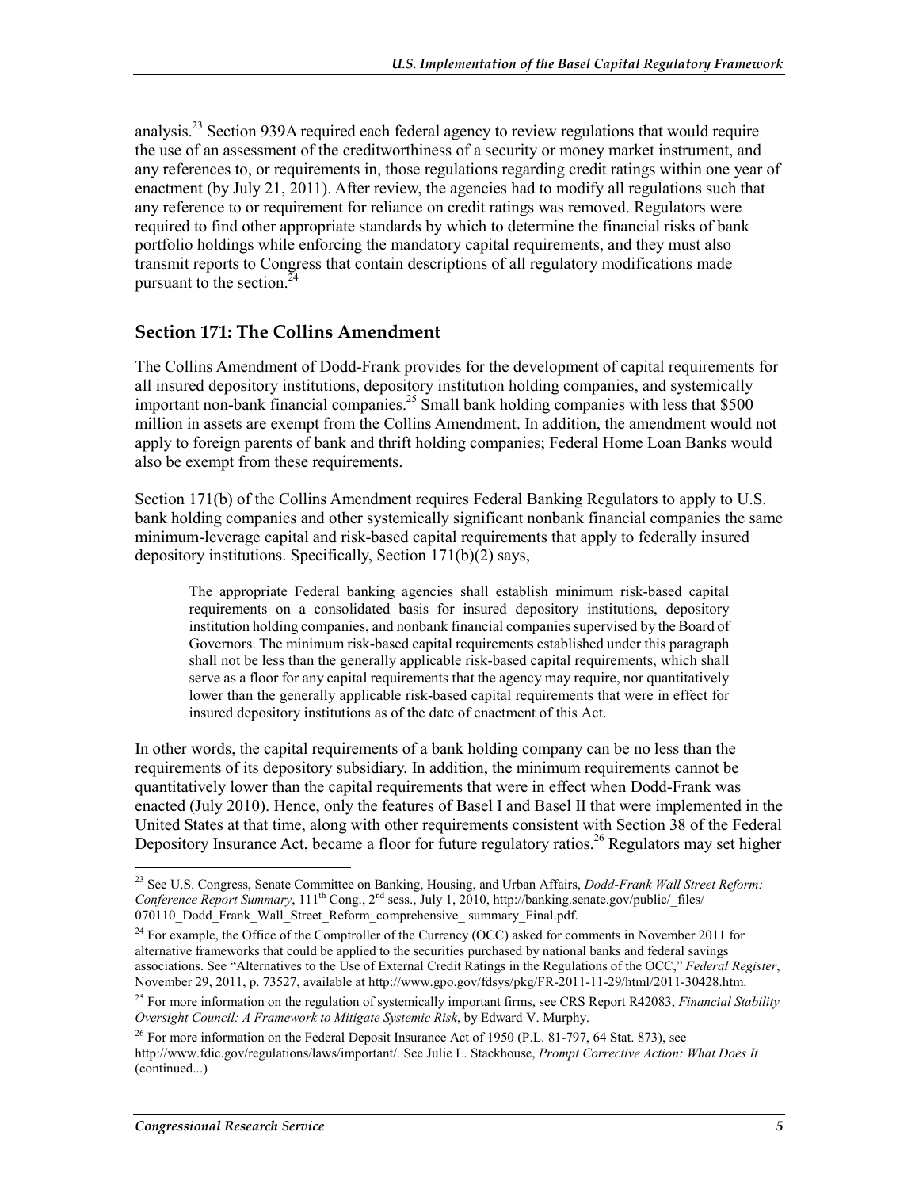analysis.[23] Section 939A required each federal agency to review regulations that would require the use of an assessment of the creditworthiness of a security or money market instrument, and any references to, or requirements in, those regulations regarding credit ratings within one year of enactment (by July 21, 2011). After review, the agencies had to modify all regulations such that any reference to or requirement for reliance on credit ratings was removed. Regulators were required to find other appropriate standards by which to determine the financial risks of bank portfolio holdings while enforcing the mandatory capital requirements, and they must also transmit reports to Congress that contain descriptions of all regulatory modifications made pursuant to the section.[24]

## Section 171: The Collins Amendment

The Collins Amendment of Dodd-Frank provides for the development of capital requirements for all insured depository institutions, depository institution holding companies, and systemically important non-bank financial companies.[25] Small bank holding companies with less that $500 million in assets are exempt from the Collins Amendment. In addition, the amendment would not apply to foreign parents of bank and thrift holding companies; Federal Home Loan Banks would also be exempt from these requirements.

Section 171(b) of the Collins Amendment requires Federal Banking Regulators to apply to U.S. bank holding companies and other systemically significant nonbank financial companies the same minimum-leverage capital and risk-based capital requirements that apply to federally insured depository institutions. Specifically, Section 171(b)(2) says,

> The appropriate Federal banking agencies shall establish minimum risk-based capital requirements on a consolidated basis for insured depository institutions, depository institution holding companies, and nonbank financial companies supervised by the Board of Governors. The minimum risk-based capital requirements established under this paragraph shall not be less than the generally applicable risk-based capital requirements, which shall serve as a floor for any capital requirements that the agency may require, nor quantitatively lower than the generally applicable risk-based capital requirements that were in effect for insured depository institutions as of the date of enactment of this Act.

In other words, the capital requirements of a bank holding company can be no less than the requirements of its depository subsidiary. In addition, the minimum requirements cannot be quantitatively lower than the capital requirements that were in effect when Dodd-Frank was enacted (July 2010). Hence, only the features of Basel I and Basel II that were implemented in the United States at that time, along with other requirements consistent with Section 38 of the Federal Depository Insurance Act, became a floor for future regulatory ratios.[26] Regulators may set higher

---

[23] See U.S. Congress, Senate Committee on Banking, Housing, and Urban Affairs, *Dodd-Frank Wall Street Reform: Conference Report Summary*, 111th Cong., 2nd sess., July 1, 2010, http://banking.senate.gov/public/_files/070110_Dodd_Frank_Wall_Street_Reform_comprehensive_ summary_Final.pdf.

[24] For example, the Office of the Comptroller of the Currency (OCC) asked for comments in November 2011 for alternative frameworks that could be applied to the securities purchased by national banks and federal savings associations. See "Alternatives to the Use of External Credit Ratings in the Regulations of the OCC," *Federal Register*, November 29, 2011, p. 73527, available at http://www.gpo.gov/fdsys/pkg/FR-2011-11-29/html/2011-30428.htm.

[25] For more information on the regulation of systemically important firms, see CRS Report R42083, *Financial Stability Oversight Council: A Framework to Mitigate Systemic Risk*, by Edward V. Murphy.

[26] For more information on the Federal Deposit Insurance Act of 1950 (P.L. 81-797, 64 Stat. 873), see http://www.fdic.gov/regulations/laws/important/. See Julie L. Stackhouse, *Prompt Corrective Action: What Does It* (continued...)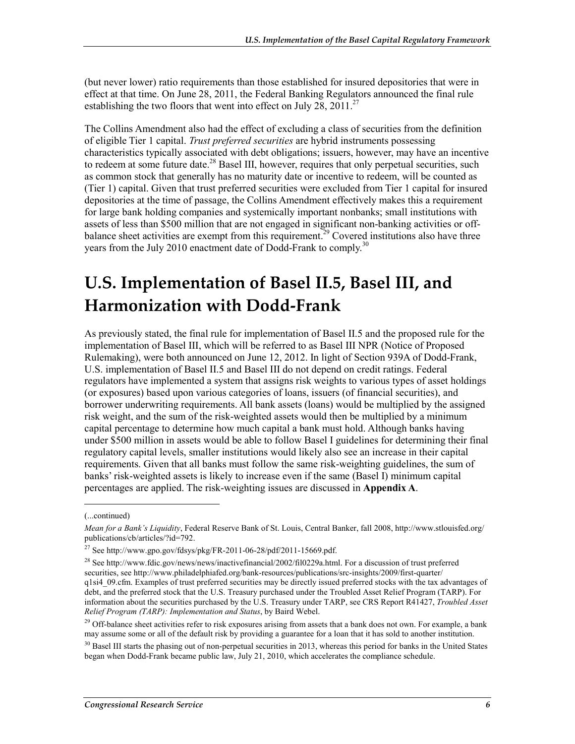(but never lower) ratio requirements than those established for insured depositories that were in effect at that time. On June 28, 2011, the Federal Banking Regulators announced the final rule establishing the two floors that went into effect on July 28, 2011.[27]

The Collins Amendment also had the effect of excluding a class of securities from the definition of eligible Tier 1 capital. *Trust preferred securities* are hybrid instruments possessing characteristics typically associated with debt obligations; issuers, however, may have an incentive to redeem at some future date.[28] Basel III, however, requires that only perpetual securities, such as common stock that generally has no maturity date or incentive to redeem, will be counted as (Tier 1) capital. Given that trust preferred securities were excluded from Tier 1 capital for insured depositories at the time of passage, the Collins Amendment effectively makes this a requirement for large bank holding companies and systemically important nonbanks; small institutions with assets of less than $500 million that are not engaged in significant non-banking activities or off-balance sheet activities are exempt from this requirement.[29] Covered institutions also have three years from the July 2010 enactment date of Dodd-Frank to comply.[30]

# U.S. Implementation of Basel II.5, Basel III, and Harmonization with Dodd-Frank

As previously stated, the final rule for implementation of Basel II.5 and the proposed rule for the implementation of Basel III, which will be referred to as Basel III NPR (Notice of Proposed Rulemaking), were both announced on June 12, 2012. In light of Section 939A of Dodd-Frank, U.S. implementation of Basel II.5 and Basel III do not depend on credit ratings. Federal regulators have implemented a system that assigns risk weights to various types of asset holdings (or exposures) based upon various categories of loans, issuers (of financial securities), and borrower underwriting requirements. All bank assets (loans) would be multiplied by the assigned risk weight, and the sum of the risk-weighted assets would then be multiplied by a minimum capital percentage to determine how much capital a bank must hold. Although banks having under $500 million in assets would be able to follow Basel I guidelines for determining their final regulatory capital levels, smaller institutions would likely also see an increase in their capital requirements. Given that all banks must follow the same risk-weighting guidelines, the sum of banks' risk-weighted assets is likely to increase even if the same (Basel I) minimum capital percentages are applied. The risk-weighting issues are discussed in **Appendix A**.

---

(...continued)

*Mean for a Bank's Liquidity*, Federal Reserve Bank of St. Louis, Central Banker, fall 2008, http://www.stlouisfed.org/publications/cb/articles/?id=792.

[27] See http://www.gpo.gov/fdsys/pkg/FR-2011-06-28/pdf/2011-15669.pdf.

[28] See http://www.fdic.gov/news/news/inactivefinancial/2002/fil0229a.html. For a discussion of trust preferred securities, see http://www.philadelphiafed.org/bank-resources/publications/src-insights/2009/first-quarter/q1si4_09.cfm. Examples of trust preferred securities may be directly issued preferred stocks with the tax advantages of debt, and the preferred stock that the U.S. Treasury purchased under the Troubled Asset Relief Program (TARP). For information about the securities purchased by the U.S. Treasury under TARP, see CRS Report R41427, *Troubled Asset Relief Program (TARP): Implementation and Status*, by Baird Webel.

[29] Off-balance sheet activities refer to risk exposures arising from assets that a bank does not own. For example, a bank may assume some or all of the default risk by providing a guarantee for a loan that it has sold to another institution.

[30] Basel III starts the phasing out of non-perpetual securities in 2013, whereas this period for banks in the United States began when Dodd-Frank became public law, July 21, 2010, which accelerates the compliance schedule.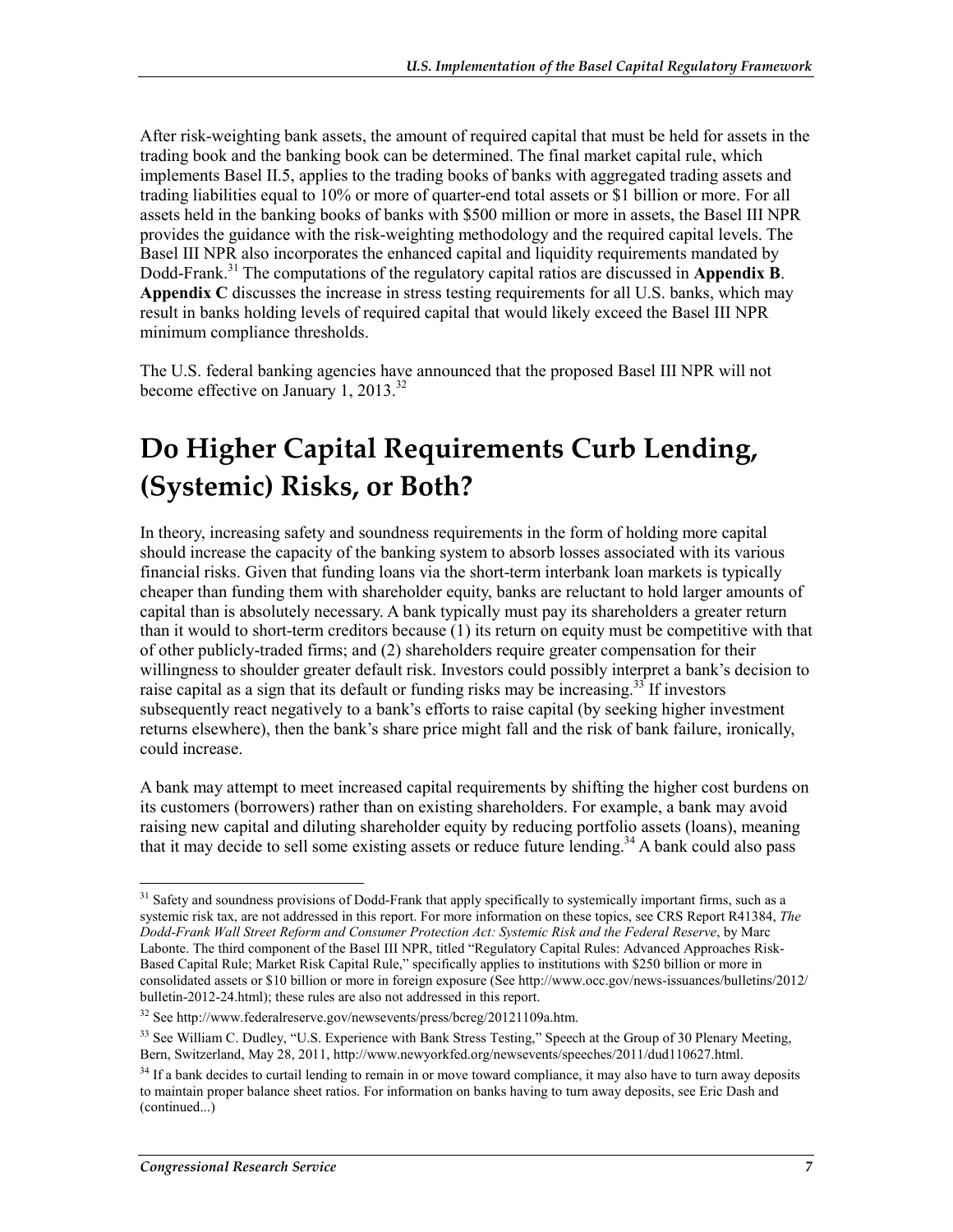After risk-weighting bank assets, the amount of required capital that must be held for assets in the trading book and the banking book can be determined. The final market capital rule, which implements Basel II.5, applies to the trading books of banks with aggregated trading assets and trading liabilities equal to 10% or more of quarter-end total assets or $1 billion or more. For all assets held in the banking books of banks with $500 million or more in assets, the Basel III NPR provides the guidance with the risk-weighting methodology and the required capital levels. The Basel III NPR also incorporates the enhanced capital and liquidity requirements mandated by Dodd-Frank.[31] The computations of the regulatory capital ratios are discussed in **Appendix B**. **Appendix C** discusses the increase in stress testing requirements for all U.S. banks, which may result in banks holding levels of required capital that would likely exceed the Basel III NPR minimum compliance thresholds.

The U.S. federal banking agencies have announced that the proposed Basel III NPR will not become effective on January 1, 2013.[32]

# Do Higher Capital Requirements Curb Lending, (Systemic) Risks, or Both?

In theory, increasing safety and soundness requirements in the form of holding more capital should increase the capacity of the banking system to absorb losses associated with its various financial risks. Given that funding loans via the short-term interbank loan markets is typically cheaper than funding them with shareholder equity, banks are reluctant to hold larger amounts of capital than is absolutely necessary. A bank typically must pay its shareholders a greater return than it would to short-term creditors because (1) its return on equity must be competitive with that of other publicly-traded firms; and (2) shareholders require greater compensation for their willingness to shoulder greater default risk. Investors could possibly interpret a bank's decision to raise capital as a sign that its default or funding risks may be increasing.[33] If investors subsequently react negatively to a bank's efforts to raise capital (by seeking higher investment returns elsewhere), then the bank's share price might fall and the risk of bank failure, ironically, could increase.

A bank may attempt to meet increased capital requirements by shifting the higher cost burdens on its customers (borrowers) rather than on existing shareholders. For example, a bank may avoid raising new capital and diluting shareholder equity by reducing portfolio assets (loans), meaning that it may decide to sell some existing assets or reduce future lending.[34] A bank could also pass

---

[31] Safety and soundness provisions of Dodd-Frank that apply specifically to systemically important firms, such as a systemic risk tax, are not addressed in this report. For more information on these topics, see CRS Report R41384, *The Dodd-Frank Wall Street Reform and Consumer Protection Act: Systemic Risk and the Federal Reserve*, by Marc Labonte. The third component of the Basel III NPR, titled "Regulatory Capital Rules: Advanced Approaches Risk-Based Capital Rule; Market Risk Capital Rule," specifically applies to institutions with $250 billion or more in consolidated assets or $10 billion or more in foreign exposure (See http://www.occ.gov/news-issuances/bulletins/2012/bulletin-2012-24.html); these rules are also not addressed in this report.

[32] See http://www.federalreserve.gov/newsevents/press/bcreg/20121109a.htm.

[33] See William C. Dudley, "U.S. Experience with Bank Stress Testing," Speech at the Group of 30 Plenary Meeting, Bern, Switzerland, May 28, 2011, http://www.newyorkfed.org/newsevents/speeches/2011/dud110627.html.

[34] If a bank decides to curtail lending to remain in or move toward compliance, it may also have to turn away deposits to maintain proper balance sheet ratios. For information on banks having to turn away deposits, see Eric Dash and (continued...)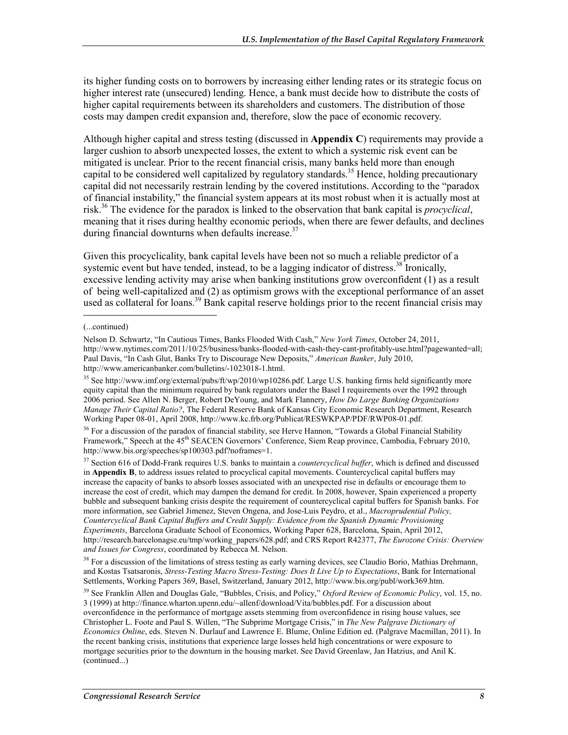its higher funding costs on to borrowers by increasing either lending rates or its strategic focus on higher interest rate (unsecured) lending. Hence, a bank must decide how to distribute the costs of higher capital requirements between its shareholders and customers. The distribution of those costs may dampen credit expansion and, therefore, slow the pace of economic recovery.

Although higher capital and stress testing (discussed in **Appendix C**) requirements may provide a larger cushion to absorb unexpected losses, the extent to which a systemic risk event can be mitigated is unclear. Prior to the recent financial crisis, many banks held more than enough capital to be considered well capitalized by regulatory standards.[35] Hence, holding precautionary capital did not necessarily restrain lending by the covered institutions. According to the "paradox of financial instability," the financial system appears at its most robust when it is actually most at risk.[36] The evidence for the paradox is linked to the observation that bank capital is *procyclical*, meaning that it rises during healthy economic periods, when there are fewer defaults, and declines during financial downturns when defaults increase.[37]

Given this procyclicality, bank capital levels have been not so much a reliable predictor of a systemic event but have tended, instead, to be a lagging indicator of distress.[38] Ironically, excessive lending activity may arise when banking institutions grow overconfident (1) as a result of being well-capitalized and (2) as optimism grows with the exceptional performance of an asset used as collateral for loans.[39] Bank capital reserve holdings prior to the recent financial crisis may

(...continued)

Nelson D. Schwartz, "In Cautious Times, Banks Flooded With Cash," *New York Times*, October 24, 2011, http://www.nytimes.com/2011/10/25/business/banks-flooded-with-cash-they-cant-profitably-use.html?pagewanted=all; Paul Davis, "In Cash Glut, Banks Try to Discourage New Deposits," *American Banker*, July 2010, http://www.americanbanker.com/bulletins/-1023018-1.html.

[35] See http://www.imf.org/external/pubs/ft/wp/2010/wp10286.pdf. Large U.S. banking firms held significantly more equity capital than the minimum required by bank regulators under the Basel I requirements over the 1992 through 2006 period. See Allen N. Berger, Robert DeYoung, and Mark Flannery, *How Do Large Banking Organizations Manage Their Capital Ratio?*, The Federal Reserve Bank of Kansas City Economic Research Department, Research Working Paper 08-01, April 2008, http://www.kc.frb.org/Publicat/RESWKPAP/PDF/RWP08-01.pdf.

[36] For a discussion of the paradox of financial stability, see Herve Hannon, "Towards a Global Financial Stability Framework," Speech at the 45th SEACEN Governors' Conference, Siem Reap province, Cambodia, February 2010, http://www.bis.org/speeches/sp100303.pdf?noframes=1.

[37] Section 616 of Dodd-Frank requires U.S. banks to maintain a *countercyclical buffer*, which is defined and discussed in **Appendix B**, to address issues related to procyclical capital movements. Countercyclical capital buffers may increase the capacity of banks to absorb losses associated with an unexpected rise in defaults or encourage them to increase the cost of credit, which may dampen the demand for credit. In 2008, however, Spain experienced a property bubble and subsequent banking crisis despite the requirement of countercyclical capital buffers for Spanish banks. For more information, see Gabriel Jimenez, Steven Ongena, and Jose-Luis Peydro, et al., *Macroprudential Policy, Countercyclical Bank Capital Buffers and Credit Supply: Evidence from the Spanish Dynamic Provisioning Experiments*, Barcelona Graduate School of Economics, Working Paper 628, Barcelona, Spain, April 2012, http://research.barcelonagse.eu/tmp/working_papers/628.pdf; and CRS Report R42377, *The Eurozone Crisis: Overview and Issues for Congress*, coordinated by Rebecca M. Nelson.

[38] For a discussion of the limitations of stress testing as early warning devices, see Claudio Borio, Mathias Drehmann, and Kostas Tsatsaronis, *Stress-Testing Macro Stress-Testing: Does It Live Up to Expectations*, Bank for International Settlements, Working Papers 369, Basel, Switzerland, January 2012, http://www.bis.org/publ/work369.htm.

[39] See Franklin Allen and Douglas Gale, "Bubbles, Crisis, and Policy," *Oxford Review of Economic Policy*, vol. 15, no. 3 (1999) at http://finance.wharton.upenn.edu/~allenf/download/Vita/bubbles.pdf. For a discussion about overconfidence in the performance of mortgage assets stemming from overconfidence in rising house values, see Christopher L. Foote and Paul S. Willen, "The Subprime Mortgage Crisis," in *The New Palgrave Dictionary of Economics Online*, eds. Steven N. Durlauf and Lawrence E. Blume, Online Edition ed. (Palgrave Macmillan, 2011). In the recent banking crisis, institutions that experience large losses held high concentrations or were exposure to mortgage securities prior to the downturn in the housing market. See David Greenlaw, Jan Hatzius, and Anil K. (continued...)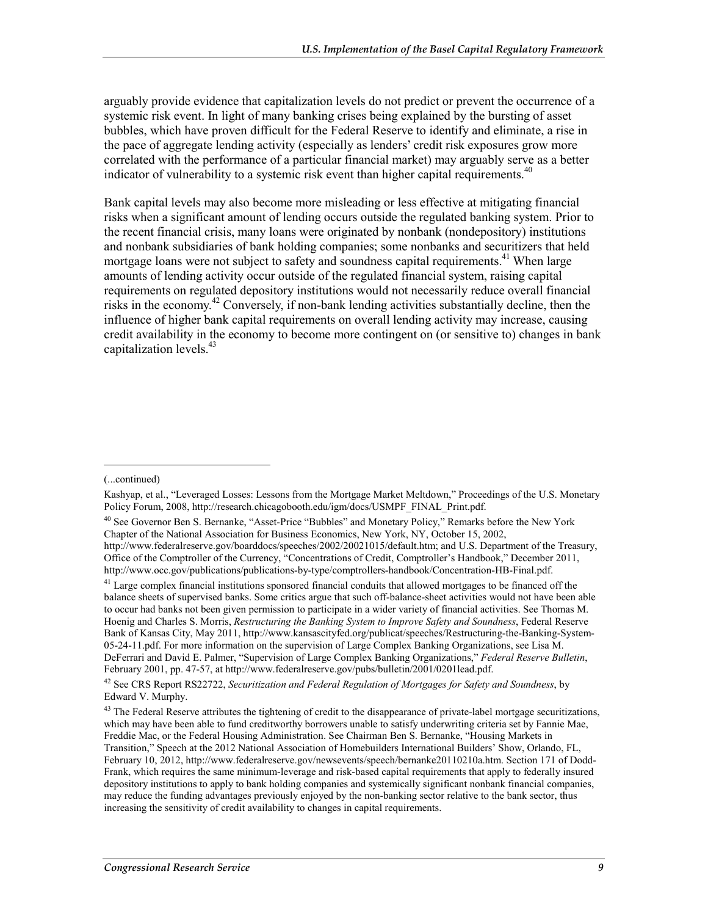arguably provide evidence that capitalization levels do not predict or prevent the occurrence of a systemic risk event. In light of many banking crises being explained by the bursting of asset bubbles, which have proven difficult for the Federal Reserve to identify and eliminate, a rise in the pace of aggregate lending activity (especially as lenders' credit risk exposures grow more correlated with the performance of a particular financial market) may arguably serve as a better indicator of vulnerability to a systemic risk event than higher capital requirements.[40]

Bank capital levels may also become more misleading or less effective at mitigating financial risks when a significant amount of lending occurs outside the regulated banking system. Prior to the recent financial crisis, many loans were originated by nonbank (nondepository) institutions and nonbank subsidiaries of bank holding companies; some nonbanks and securitizers that held mortgage loans were not subject to safety and soundness capital requirements.[41] When large amounts of lending activity occur outside of the regulated financial system, raising capital requirements on regulated depository institutions would not necessarily reduce overall financial risks in the economy.[42] Conversely, if non-bank lending activities substantially decline, then the influence of higher bank capital requirements on overall lending activity may increase, causing credit availability in the economy to become more contingent on (or sensitive to) changes in bank capitalization levels.[43]

---

(...continued)

Kashyap, et al., "Leveraged Losses: Lessons from the Mortgage Market Meltdown," Proceedings of the U.S. Monetary Policy Forum, 2008, http://research.chicagobooth.edu/igm/docs/USMPF_FINAL_Print.pdf.

[40] See Governor Ben S. Bernanke, "Asset-Price "Bubbles" and Monetary Policy," Remarks before the New York Chapter of the National Association for Business Economics, New York, NY, October 15, 2002, http://www.federalreserve.gov/boarddocs/speeches/2002/20021015/default.htm; and U.S. Department of the Treasury, Office of the Comptroller of the Currency, "Concentrations of Credit, Comptroller's Handbook," December 2011, http://www.occ.gov/publications/publications-by-type/comptrollers-handbook/Concentration-HB-Final.pdf.

[41] Large complex financial institutions sponsored financial conduits that allowed mortgages to be financed off the balance sheets of supervised banks. Some critics argue that such off-balance-sheet activities would not have been able to occur had banks not been given permission to participate in a wider variety of financial activities. See Thomas M. Hoenig and Charles S. Morris, *Restructuring the Banking System to Improve Safety and Soundness*, Federal Reserve Bank of Kansas City, May 2011, http://www.kansascityfed.org/publicat/speeches/Restructuring-the-Banking-System-05-24-11.pdf. For more information on the supervision of Large Complex Banking Organizations, see Lisa M. DeFerrari and David E. Palmer, "Supervision of Large Complex Banking Organizations," *Federal Reserve Bulletin*, February 2001, pp. 47-57, at http://www.federalreserve.gov/pubs/bulletin/2001/0201lead.pdf.

[42] See CRS Report RS22722, *Securitization and Federal Regulation of Mortgages for Safety and Soundness*, by Edward V. Murphy.

[43] The Federal Reserve attributes the tightening of credit to the disappearance of private-label mortgage securitizations, which may have been able to fund creditworthy borrowers unable to satisfy underwriting criteria set by Fannie Mae, Freddie Mac, or the Federal Housing Administration. See Chairman Ben S. Bernanke, "Housing Markets in Transition," Speech at the 2012 National Association of Homebuilders International Builders' Show, Orlando, FL, February 10, 2012, http://www.federalreserve.gov/newsevents/speech/bernanke20110210a.htm. Section 171 of Dodd-Frank, which requires the same minimum-leverage and risk-based capital requirements that apply to federally insured depository institutions to apply to bank holding companies and systemically significant nonbank financial companies, may reduce the funding advantages previously enjoyed by the non-banking sector relative to the bank sector, thus increasing the sensitivity of credit availability to changes in capital requirements.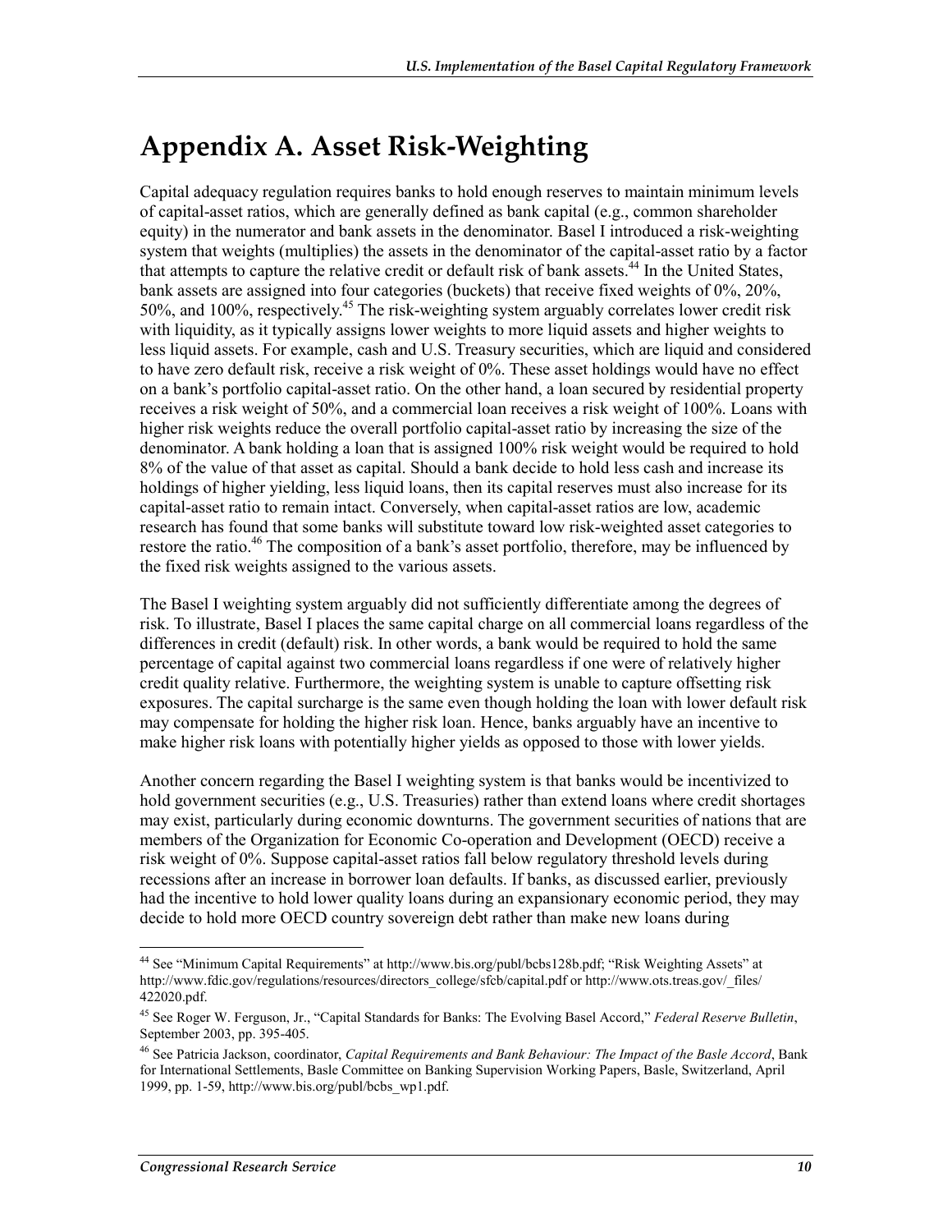# Appendix A. Asset Risk-Weighting

Capital adequacy regulation requires banks to hold enough reserves to maintain minimum levels of capital-asset ratios, which are generally defined as bank capital (e.g., common shareholder equity) in the numerator and bank assets in the denominator. Basel I introduced a risk-weighting system that weights (multiplies) the assets in the denominator of the capital-asset ratio by a factor that attempts to capture the relative credit or default risk of bank assets.[44] In the United States, bank assets are assigned into four categories (buckets) that receive fixed weights of 0%, 20%, 50%, and 100%, respectively.[45] The risk-weighting system arguably correlates lower credit risk with liquidity, as it typically assigns lower weights to more liquid assets and higher weights to less liquid assets. For example, cash and U.S. Treasury securities, which are liquid and considered to have zero default risk, receive a risk weight of 0%. These asset holdings would have no effect on a bank's portfolio capital-asset ratio. On the other hand, a loan secured by residential property receives a risk weight of 50%, and a commercial loan receives a risk weight of 100%. Loans with higher risk weights reduce the overall portfolio capital-asset ratio by increasing the size of the denominator. A bank holding a loan that is assigned 100% risk weight would be required to hold 8% of the value of that asset as capital. Should a bank decide to hold less cash and increase its holdings of higher yielding, less liquid loans, then its capital reserves must also increase for its capital-asset ratio to remain intact. Conversely, when capital-asset ratios are low, academic research has found that some banks will substitute toward low risk-weighted asset categories to restore the ratio.[46] The composition of a bank's asset portfolio, therefore, may be influenced by the fixed risk weights assigned to the various assets.

The Basel I weighting system arguably did not sufficiently differentiate among the degrees of risk. To illustrate, Basel I places the same capital charge on all commercial loans regardless of the differences in credit (default) risk. In other words, a bank would be required to hold the same percentage of capital against two commercial loans regardless if one were of relatively higher credit quality relative. Furthermore, the weighting system is unable to capture offsetting risk exposures. The capital surcharge is the same even though holding the loan with lower default risk may compensate for holding the higher risk loan. Hence, banks arguably have an incentive to make higher risk loans with potentially higher yields as opposed to those with lower yields.

Another concern regarding the Basel I weighting system is that banks would be incentivized to hold government securities (e.g., U.S. Treasuries) rather than extend loans where credit shortages may exist, particularly during economic downturns. The government securities of nations that are members of the Organization for Economic Co-operation and Development (OECD) receive a risk weight of 0%. Suppose capital-asset ratios fall below regulatory threshold levels during recessions after an increase in borrower loan defaults. If banks, as discussed earlier, previously had the incentive to hold lower quality loans during an expansionary economic period, they may decide to hold more OECD country sovereign debt rather than make new loans during

---

[44] See "Minimum Capital Requirements" at http://www.bis.org/publ/bcbs128b.pdf; "Risk Weighting Assets" at http://www.fdic.gov/regulations/resources/directors_college/sfcb/capital.pdf or http://www.ots.treas.gov/_files/422020.pdf.

[45] See Roger W. Ferguson, Jr., "Capital Standards for Banks: The Evolving Basel Accord," *Federal Reserve Bulletin*, September 2003, pp. 395-405.

[46] See Patricia Jackson, coordinator, *Capital Requirements and Bank Behaviour: The Impact of the Basle Accord*, Bank for International Settlements, Basle Committee on Banking Supervision Working Papers, Basle, Switzerland, April 1999, pp. 1-59, http://www.bis.org/publ/bcbs_wp1.pdf.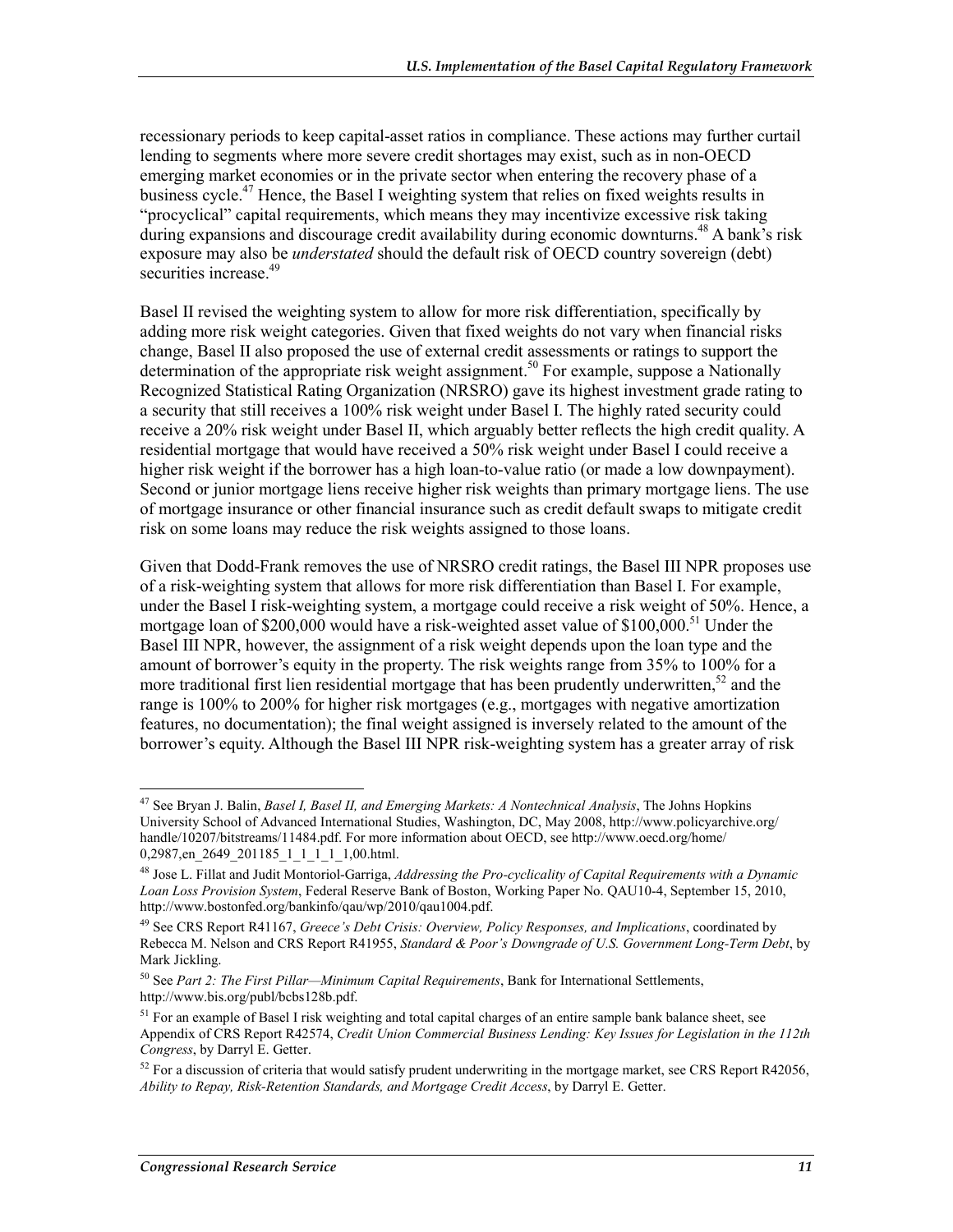recessionary periods to keep capital-asset ratios in compliance. These actions may further curtail lending to segments where more severe credit shortages may exist, such as in non-OECD emerging market economies or in the private sector when entering the recovery phase of a business cycle.[47] Hence, the Basel I weighting system that relies on fixed weights results in "procyclical" capital requirements, which means they may incentivize excessive risk taking during expansions and discourage credit availability during economic downturns.[48] A bank's risk exposure may also be *understated* should the default risk of OECD country sovereign (debt) securities increase.[49]

Basel II revised the weighting system to allow for more risk differentiation, specifically by adding more risk weight categories. Given that fixed weights do not vary when financial risks change, Basel II also proposed the use of external credit assessments or ratings to support the determination of the appropriate risk weight assignment.[50] For example, suppose a Nationally Recognized Statistical Rating Organization (NRSRO) gave its highest investment grade rating to a security that still receives a 100% risk weight under Basel I. The highly rated security could receive a 20% risk weight under Basel II, which arguably better reflects the high credit quality. A residential mortgage that would have received a 50% risk weight under Basel I could receive a higher risk weight if the borrower has a high loan-to-value ratio (or made a low downpayment). Second or junior mortgage liens receive higher risk weights than primary mortgage liens. The use of mortgage insurance or other financial insurance such as credit default swaps to mitigate credit risk on some loans may reduce the risk weights assigned to those loans.

Given that Dodd-Frank removes the use of NRSRO credit ratings, the Basel III NPR proposes use of a risk-weighting system that allows for more risk differentiation than Basel I. For example, under the Basel I risk-weighting system, a mortgage could receive a risk weight of 50%. Hence, a mortgage loan of $200,000 would have a risk-weighted asset value of $100,000.[51] Under the Basel III NPR, however, the assignment of a risk weight depends upon the loan type and the amount of borrower's equity in the property. The risk weights range from 35% to 100% for a more traditional first lien residential mortgage that has been prudently underwritten,[52] and the range is 100% to 200% for higher risk mortgages (e.g., mortgages with negative amortization features, no documentation); the final weight assigned is inversely related to the amount of the borrower's equity. Although the Basel III NPR risk-weighting system has a greater array of risk

---

[47] See Bryan J. Balin, *Basel I, Basel II, and Emerging Markets: A Nontechnical Analysis*, The Johns Hopkins University School of Advanced International Studies, Washington, DC, May 2008, http://www.policyarchive.org/handle/10207/bitstreams/11484.pdf. For more information about OECD, see http://www.oecd.org/home/0,2987,en_2649_201185_1_1_1_1_1,00.html.

[48] Jose L. Fillat and Judit Montoriol-Garriga, *Addressing the Pro-cyclicality of Capital Requirements with a Dynamic Loan Loss Provision System*, Federal Reserve Bank of Boston, Working Paper No. QAU10-4, September 15, 2010, http://www.bostonfed.org/bankinfo/qau/wp/2010/qau1004.pdf.

[49] See CRS Report R41167, *Greece's Debt Crisis: Overview, Policy Responses, and Implications*, coordinated by Rebecca M. Nelson and CRS Report R41955, *Standard & Poor's Downgrade of U.S. Government Long-Term Debt*, by Mark Jickling.

[50] See *Part 2: The First Pillar—Minimum Capital Requirements*, Bank for International Settlements, http://www.bis.org/publ/bcbs128b.pdf.

[51] For an example of Basel I risk weighting and total capital charges of an entire sample bank balance sheet, see Appendix of CRS Report R42574, *Credit Union Commercial Business Lending: Key Issues for Legislation in the 112th Congress*, by Darryl E. Getter.

[52] For a discussion of criteria that would satisfy prudent underwriting in the mortgage market, see CRS Report R42056, *Ability to Repay, Risk-Retention Standards, and Mortgage Credit Access*, by Darryl E. Getter.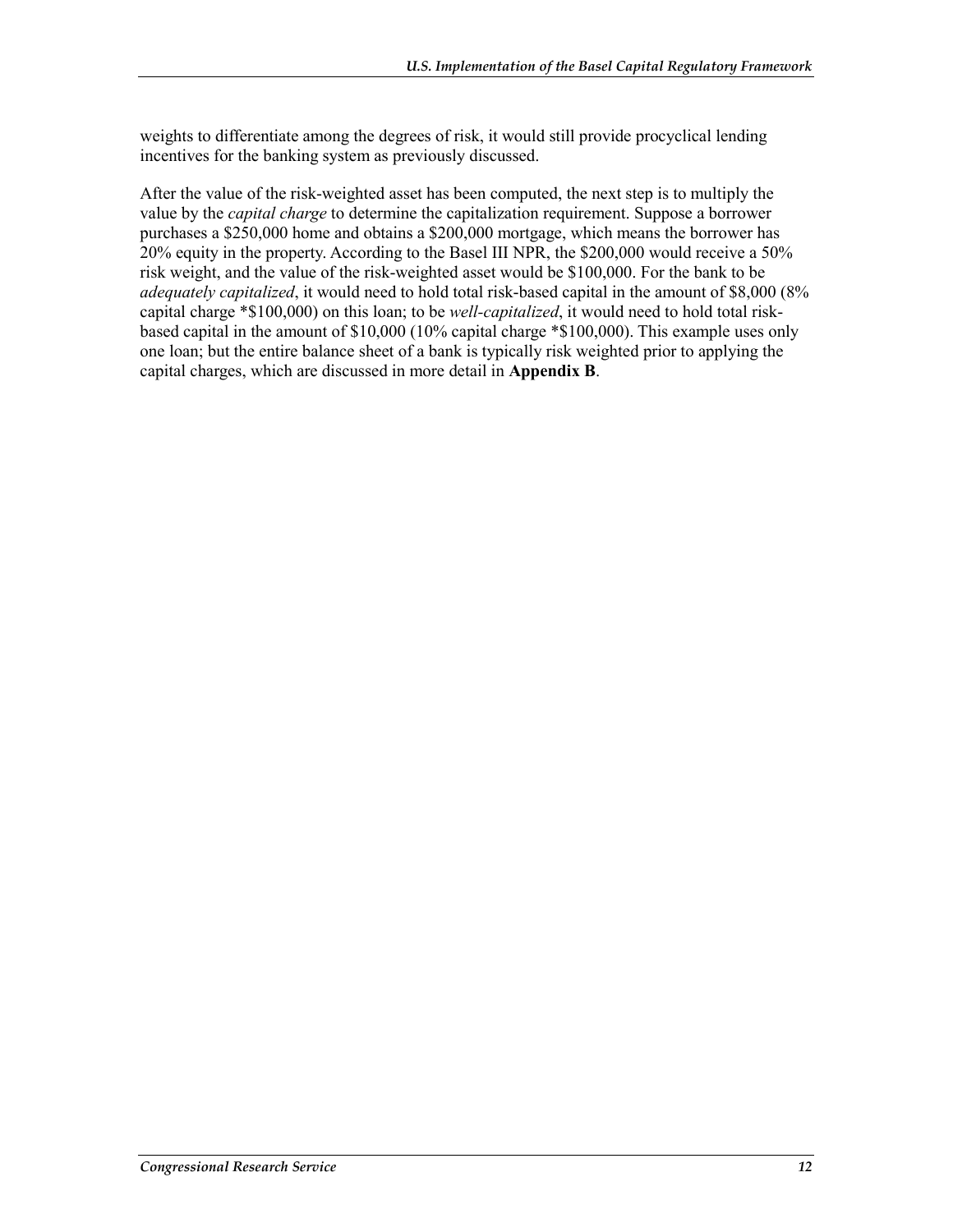weights to differentiate among the degrees of risk, it would still provide procyclical lending incentives for the banking system as previously discussed.

After the value of the risk-weighted asset has been computed, the next step is to multiply the value by the *capital charge* to determine the capitalization requirement. Suppose a borrower purchases a $250,000 home and obtains a $200,000 mortgage, which means the borrower has 20% equity in the property. According to the Basel III NPR, the $200,000 would receive a 50% risk weight, and the value of the risk-weighted asset would be $100,000. For the bank to be *adequately capitalized*, it would need to hold total risk-based capital in the amount of $8,000 (8% capital charge *$100,000) on this loan; to be *well-capitalized*, it would need to hold total risk-based capital in the amount of $10,000 (10% capital charge *$100,000). This example uses only one loan; but the entire balance sheet of a bank is typically risk weighted prior to applying the capital charges, which are discussed in more detail in **Appendix B**.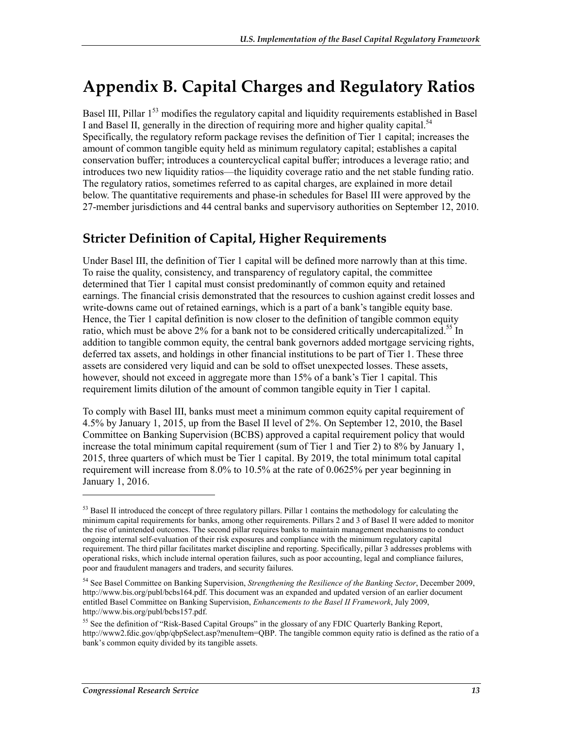# Appendix B. Capital Charges and Regulatory Ratios

Basel III, Pillar 1[53] modifies the regulatory capital and liquidity requirements established in Basel I and Basel II, generally in the direction of requiring more and higher quality capital.[54] Specifically, the regulatory reform package revises the definition of Tier 1 capital; increases the amount of common tangible equity held as minimum regulatory capital; establishes a capital conservation buffer; introduces a countercyclical capital buffer; introduces a leverage ratio; and introduces two new liquidity ratios—the liquidity coverage ratio and the net stable funding ratio. The regulatory ratios, sometimes referred to as capital charges, are explained in more detail below. The quantitative requirements and phase-in schedules for Basel III were approved by the 27-member jurisdictions and 44 central banks and supervisory authorities on September 12, 2010.

## Stricter Definition of Capital, Higher Requirements

Under Basel III, the definition of Tier 1 capital will be defined more narrowly than at this time. To raise the quality, consistency, and transparency of regulatory capital, the committee determined that Tier 1 capital must consist predominantly of common equity and retained earnings. The financial crisis demonstrated that the resources to cushion against credit losses and write-downs came out of retained earnings, which is a part of a bank's tangible equity base. Hence, the Tier 1 capital definition is now closer to the definition of tangible common equity ratio, which must be above 2% for a bank not to be considered critically undercapitalized.[55] In addition to tangible common equity, the central bank governors added mortgage servicing rights, deferred tax assets, and holdings in other financial institutions to be part of Tier 1. These three assets are considered very liquid and can be sold to offset unexpected losses. These assets, however, should not exceed in aggregate more than 15% of a bank's Tier 1 capital. This requirement limits dilution of the amount of common tangible equity in Tier 1 capital.

To comply with Basel III, banks must meet a minimum common equity capital requirement of 4.5% by January 1, 2015, up from the Basel II level of 2%. On September 12, 2010, the Basel Committee on Banking Supervision (BCBS) approved a capital requirement policy that would increase the total minimum capital requirement (sum of Tier 1 and Tier 2) to 8% by January 1, 2015, three quarters of which must be Tier 1 capital. By 2019, the total minimum total capital requirement will increase from 8.0% to 10.5% at the rate of 0.0625% per year beginning in January 1, 2016.

---

[53] Basel II introduced the concept of three regulatory pillars. Pillar 1 contains the methodology for calculating the minimum capital requirements for banks, among other requirements. Pillars 2 and 3 of Basel II were added to monitor the rise of unintended outcomes. The second pillar requires banks to maintain management mechanisms to conduct ongoing internal self-evaluation of their risk exposures and compliance with the minimum regulatory capital requirement. The third pillar facilitates market discipline and reporting. Specifically, pillar 3 addresses problems with operational risks, which include internal operation failures, such as poor accounting, legal and compliance failures, poor and fraudulent managers and traders, and security failures.

[54] See Basel Committee on Banking Supervision, *Strengthening the Resilience of the Banking Sector*, December 2009, http://www.bis.org/publ/bcbs164.pdf. This document was an expanded and updated version of an earlier document entitled Basel Committee on Banking Supervision, *Enhancements to the Basel II Framework*, July 2009, http://www.bis.org/publ/bcbs157.pdf.

[55] See the definition of "Risk-Based Capital Groups" in the glossary of any FDIC Quarterly Banking Report, http://www2.fdic.gov/qbp/qbpSelect.asp?menuItem=QBP. The tangible common equity ratio is defined as the ratio of a bank's common equity divided by its tangible assets.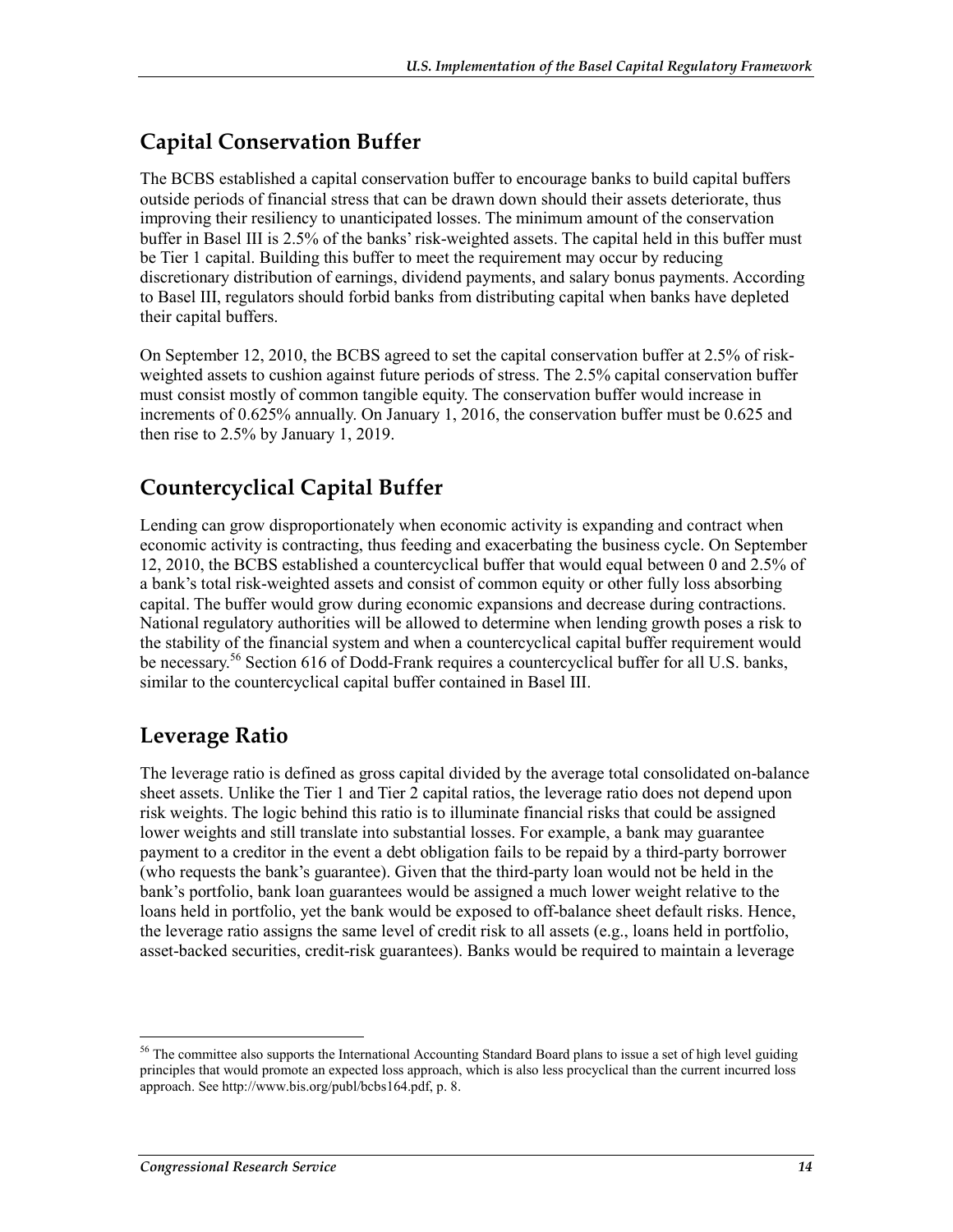## Capital Conservation Buffer

The BCBS established a capital conservation buffer to encourage banks to build capital buffers outside periods of financial stress that can be drawn down should their assets deteriorate, thus improving their resiliency to unanticipated losses. The minimum amount of the conservation buffer in Basel III is 2.5% of the banks' risk-weighted assets. The capital held in this buffer must be Tier 1 capital. Building this buffer to meet the requirement may occur by reducing discretionary distribution of earnings, dividend payments, and salary bonus payments. According to Basel III, regulators should forbid banks from distributing capital when banks have depleted their capital buffers.

On September 12, 2010, the BCBS agreed to set the capital conservation buffer at 2.5% of risk-weighted assets to cushion against future periods of stress. The 2.5% capital conservation buffer must consist mostly of common tangible equity. The conservation buffer would increase in increments of 0.625% annually. On January 1, 2016, the conservation buffer must be 0.625 and then rise to 2.5% by January 1, 2019.

## Countercyclical Capital Buffer

Lending can grow disproportionately when economic activity is expanding and contract when economic activity is contracting, thus feeding and exacerbating the business cycle. On September 12, 2010, the BCBS established a countercyclical buffer that would equal between 0 and 2.5% of a bank's total risk-weighted assets and consist of common equity or other fully loss absorbing capital. The buffer would grow during economic expansions and decrease during contractions. National regulatory authorities will be allowed to determine when lending growth poses a risk to the stability of the financial system and when a countercyclical capital buffer requirement would be necessary.[56] Section 616 of Dodd-Frank requires a countercyclical buffer for all U.S. banks, similar to the countercyclical capital buffer contained in Basel III.

## Leverage Ratio

The leverage ratio is defined as gross capital divided by the average total consolidated on-balance sheet assets. Unlike the Tier 1 and Tier 2 capital ratios, the leverage ratio does not depend upon risk weights. The logic behind this ratio is to illuminate financial risks that could be assigned lower weights and still translate into substantial losses. For example, a bank may guarantee payment to a creditor in the event a debt obligation fails to be repaid by a third-party borrower (who requests the bank's guarantee). Given that the third-party loan would not be held in the bank's portfolio, bank loan guarantees would be assigned a much lower weight relative to the loans held in portfolio, yet the bank would be exposed to off-balance sheet default risks. Hence, the leverage ratio assigns the same level of credit risk to all assets (e.g., loans held in portfolio, asset-backed securities, credit-risk guarantees). Banks would be required to maintain a leverage

---

[56] The committee also supports the International Accounting Standard Board plans to issue a set of high level guiding principles that would promote an expected loss approach, which is also less procyclical than the current incurred loss approach. See http://www.bis.org/publ/bcbs164.pdf, p. 8.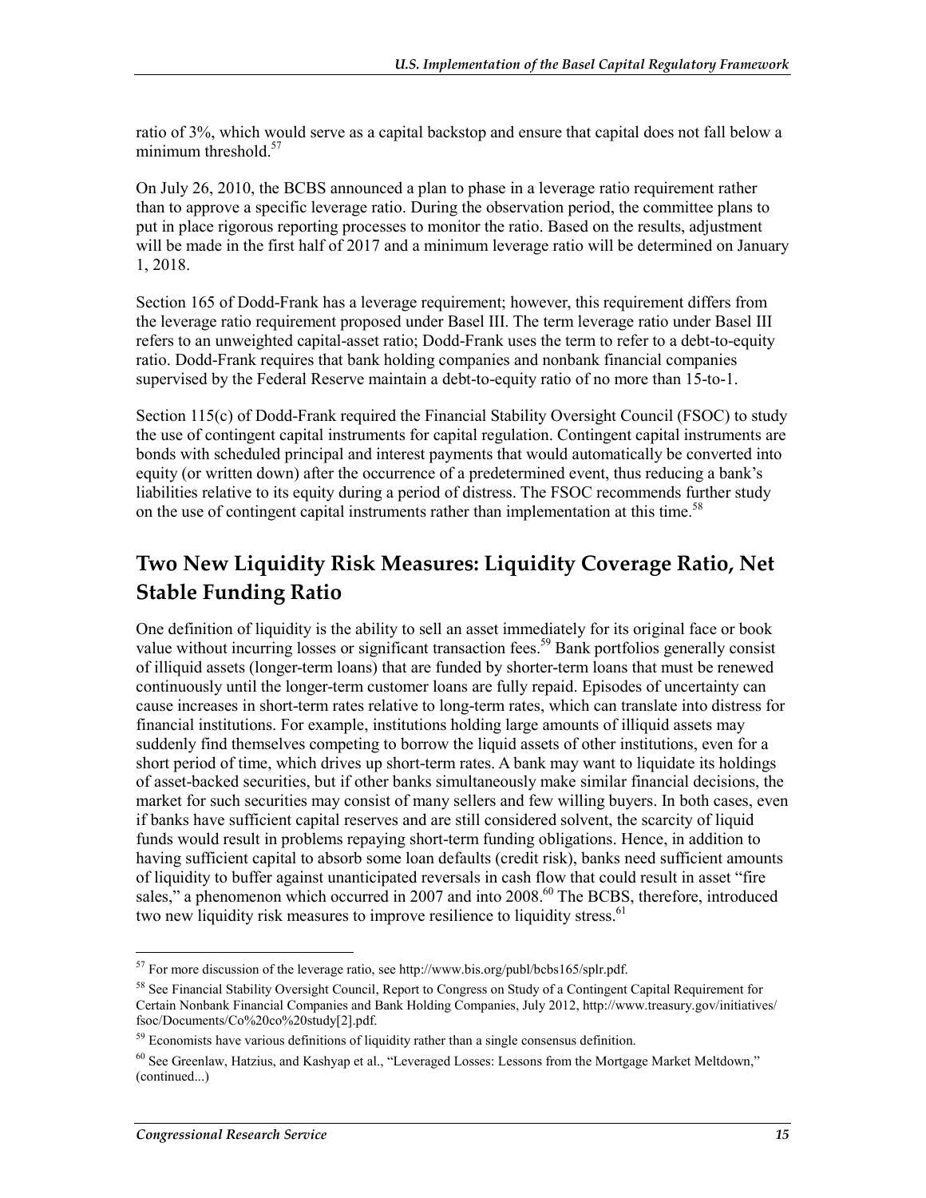ratio of 3%, which would serve as a capital backstop and ensure that capital does not fall below a minimum threshold.[57]

On July 26, 2010, the BCBS announced a plan to phase in a leverage ratio requirement rather than to approve a specific leverage ratio. During the observation period, the committee plans to put in place rigorous reporting processes to monitor the ratio. Based on the results, adjustment will be made in the first half of 2017 and a minimum leverage ratio will be determined on January 1, 2018.

Section 165 of Dodd-Frank has a leverage requirement; however, this requirement differs from the leverage ratio requirement proposed under Basel III. The term leverage ratio under Basel III refers to an unweighted capital-asset ratio; Dodd-Frank uses the term to refer to a debt-to-equity ratio. Dodd-Frank requires that bank holding companies and nonbank financial companies supervised by the Federal Reserve maintain a debt-to-equity ratio of no more than 15-to-1.

Section 115(c) of Dodd-Frank required the Financial Stability Oversight Council (FSOC) to study the use of contingent capital instruments for capital regulation. Contingent capital instruments are bonds with scheduled principal and interest payments that would automatically be converted into equity (or written down) after the occurrence of a predetermined event, thus reducing a bank's liabilities relative to its equity during a period of distress. The FSOC recommends further study on the use of contingent capital instruments rather than implementation at this time.[58]

## Two New Liquidity Risk Measures: Liquidity Coverage Ratio, Net Stable Funding Ratio

One definition of liquidity is the ability to sell an asset immediately for its original face or book value without incurring losses or significant transaction fees.[59] Bank portfolios generally consist of illiquid assets (longer-term loans) that are funded by shorter-term loans that must be renewed continuously until the longer-term customer loans are fully repaid. Episodes of uncertainty can cause increases in short-term rates relative to long-term rates, which can translate into distress for financial institutions. For example, institutions holding large amounts of illiquid assets may suddenly find themselves competing to borrow the liquid assets of other institutions, even for a short period of time, which drives up short-term rates. A bank may want to liquidate its holdings of asset-backed securities, but if other banks simultaneously make similar financial decisions, the market for such securities may consist of many sellers and few willing buyers. In both cases, even if banks have sufficient capital reserves and are still considered solvent, the scarcity of liquid funds would result in problems repaying short-term funding obligations. Hence, in addition to having sufficient capital to absorb some loan defaults (credit risk), banks need sufficient amounts of liquidity to buffer against unanticipated reversals in cash flow that could result in asset "fire sales," a phenomenon which occurred in 2007 and into 2008.[60] The BCBS, therefore, introduced two new liquidity risk measures to improve resilience to liquidity stress.[61]

---

[57] For more discussion of the leverage ratio, see http://www.bis.org/publ/bcbs165/splr.pdf.

[58] See Financial Stability Oversight Council, Report to Congress on Study of a Contingent Capital Requirement for Certain Nonbank Financial Companies and Bank Holding Companies, July 2012, http://www.treasury.gov/initiatives/fsoc/Documents/Co%20co%20study[2].pdf.

[59] Economists have various definitions of liquidity rather than a single consensus definition.

[60] See Greenlaw, Hatzius, and Kashyap et al., "Leveraged Losses: Lessons from the Mortgage Market Meltdown," (continued...)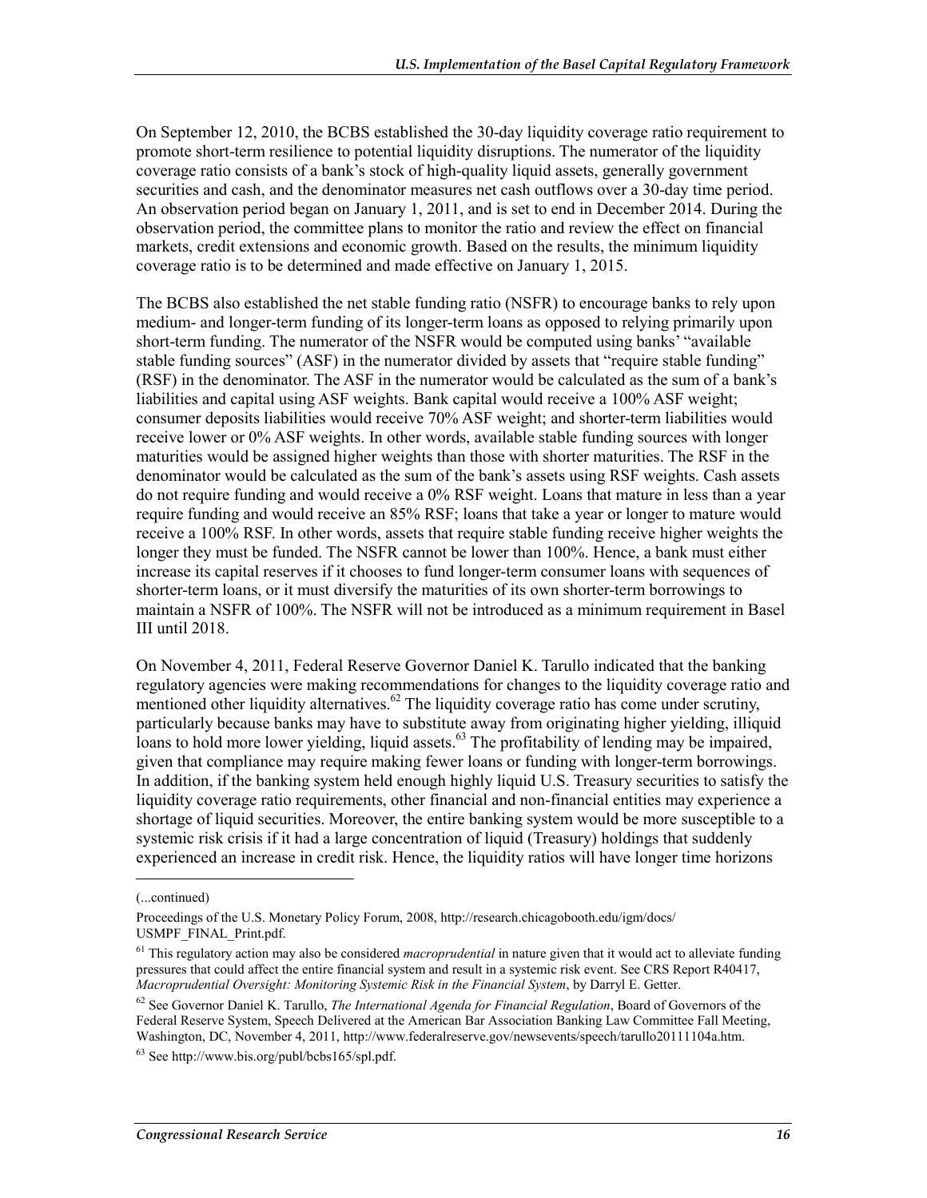On September 12, 2010, the BCBS established the 30-day liquidity coverage ratio requirement to promote short-term resilience to potential liquidity disruptions. The numerator of the liquidity coverage ratio consists of a bank's stock of high-quality liquid assets, generally government securities and cash, and the denominator measures net cash outflows over a 30-day time period. An observation period began on January 1, 2011, and is set to end in December 2014. During the observation period, the committee plans to monitor the ratio and review the effect on financial markets, credit extensions and economic growth. Based on the results, the minimum liquidity coverage ratio is to be determined and made effective on January 1, 2015.

The BCBS also established the net stable funding ratio (NSFR) to encourage banks to rely upon medium- and longer-term funding of its longer-term loans as opposed to relying primarily upon short-term funding. The numerator of the NSFR would be computed using banks' "available stable funding sources" (ASF) in the numerator divided by assets that "require stable funding" (RSF) in the denominator. The ASF in the numerator would be calculated as the sum of a bank's liabilities and capital using ASF weights. Bank capital would receive a 100% ASF weight; consumer deposits liabilities would receive 70% ASF weight; and shorter-term liabilities would receive lower or 0% ASF weights. In other words, available stable funding sources with longer maturities would be assigned higher weights than those with shorter maturities. The RSF in the denominator would be calculated as the sum of the bank's assets using RSF weights. Cash assets do not require funding and would receive a 0% RSF weight. Loans that mature in less than a year require funding and would receive an 85% RSF; loans that take a year or longer to mature would receive a 100% RSF. In other words, assets that require stable funding receive higher weights the longer they must be funded. The NSFR cannot be lower than 100%. Hence, a bank must either increase its capital reserves if it chooses to fund longer-term consumer loans with sequences of shorter-term loans, or it must diversify the maturities of its own shorter-term borrowings to maintain a NSFR of 100%. The NSFR will not be introduced as a minimum requirement in Basel III until 2018.

On November 4, 2011, Federal Reserve Governor Daniel K. Tarullo indicated that the banking regulatory agencies were making recommendations for changes to the liquidity coverage ratio and mentioned other liquidity alternatives.[62] The liquidity coverage ratio has come under scrutiny, particularly because banks may have to substitute away from originating higher yielding, illiquid loans to hold more lower yielding, liquid assets.[63] The profitability of lending may be impaired, given that compliance may require making fewer loans or funding with longer-term borrowings. In addition, if the banking system held enough highly liquid U.S. Treasury securities to satisfy the liquidity coverage ratio requirements, other financial and non-financial entities may experience a shortage of liquid securities. Moreover, the entire banking system would be more susceptible to a systemic risk crisis if it had a large concentration of liquid (Treasury) holdings that suddenly experienced an increase in credit risk. Hence, the liquidity ratios will have longer time horizons

---

(...continued)

Proceedings of the U.S. Monetary Policy Forum, 2008, http://research.chicagobooth.edu/igm/docs/USMPF_FINAL_Print.pdf.

[61] This regulatory action may also be considered *macroprudential* in nature given that it would act to alleviate funding pressures that could affect the entire financial system and result in a systemic risk event. See CRS Report R40417, *Macroprudential Oversight: Monitoring Systemic Risk in the Financial System*, by Darryl E. Getter.

[62] See Governor Daniel K. Tarullo, *The International Agenda for Financial Regulation*, Board of Governors of the Federal Reserve System, Speech Delivered at the American Bar Association Banking Law Committee Fall Meeting, Washington, DC, November 4, 2011, http://www.federalreserve.gov/newsevents/speech/tarullo20111104a.htm.

[63] See http://www.bis.org/publ/bcbs165/spl.pdf.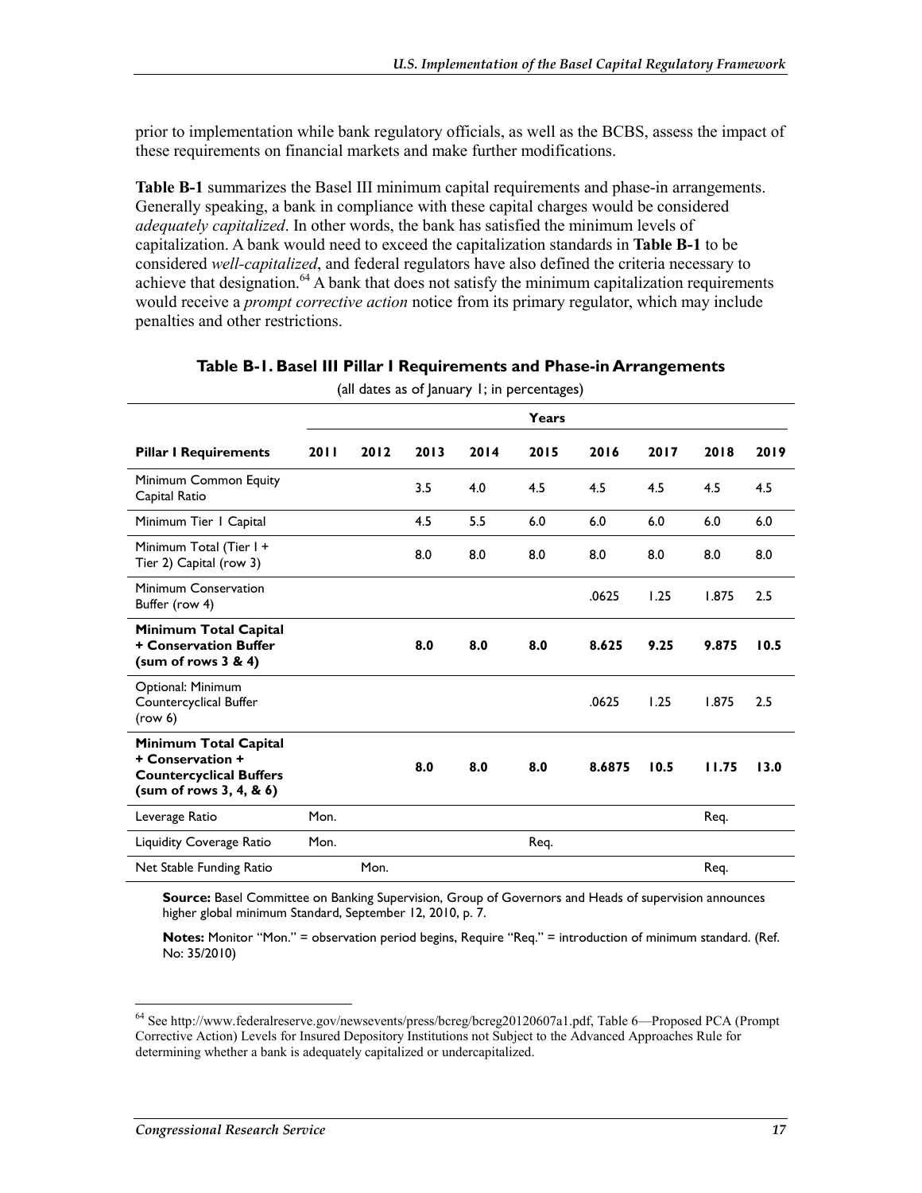prior to implementation while bank regulatory officials, as well as the BCBS, assess the impact of these requirements on financial markets and make further modifications.

**Table B-1** summarizes the Basel III minimum capital requirements and phase-in arrangements. Generally speaking, a bank in compliance with these capital charges would be considered *adequately capitalized*. In other words, the bank has satisfied the minimum levels of capitalization. A bank would need to exceed the capitalization standards in **Table B-1** to be considered *well-capitalized*, and federal regulators have also defined the criteria necessary to achieve that designation.[64] A bank that does not satisfy the minimum capitalization requirements would receive a *prompt corrective action* notice from its primary regulator, which may include penalties and other restrictions.

**Table B-1. Basel III Pillar I Requirements and Phase-in Arrangements**

(all dates as of January 1; in percentages)

| | Years | | | | | | | | |
|---|---|---|---|---|---|---|---|---|---|
| **Pillar I Requirements** | **2011** | **2012** | **2013** | **2014** | **2015** | **2016** | **2017** | **2018** | **2019** |
| Minimum Common Equity Capital Ratio | | | 3.5 | 4.0 | 4.5 | 4.5 | 4.5 | 4.5 | 4.5 |
| Minimum Tier 1 Capital | | | 4.5 | 5.5 | 6.0 | 6.0 | 6.0 | 6.0 | 6.0 |
| Minimum Total (Tier 1 + Tier 2) Capital (row 3) | | | 8.0 | 8.0 | 8.0 | 8.0 | 8.0 | 8.0 | 8.0 |
| Minimum Conservation Buffer (row 4) | | | | | | .0625 | 1.25 | 1.875 | 2.5 |
| **Minimum Total Capital + Conservation Buffer (sum of rows 3 & 4)** | | | **8.0** | **8.0** | **8.0** | **8.625** | **9.25** | **9.875** | **10.5** |
| Optional: Minimum Countercyclical Buffer (row 6) | | | | | | .0625 | 1.25 | 1.875 | 2.5 |
| **Minimum Total Capital + Conservation + Countercyclical Buffers (sum of rows 3, 4, & 6)** | | | **8.0** | **8.0** | **8.0** | **8.6875** | **10.5** | **11.75** | **13.0** |
| Leverage Ratio | Mon. | | | | | | | Req. | |
| Liquidity Coverage Ratio | Mon. | | | | Req. | | | | |
| Net Stable Funding Ratio | | Mon. | | | | | | Req. | |

**Source:** Basel Committee on Banking Supervision, Group of Governors and Heads of supervision announces higher global minimum Standard, September 12, 2010, p. 7.

**Notes:** Monitor "Mon." = observation period begins, Require "Req." = introduction of minimum standard. (Ref. No: 35/2010)

[64] See http://www.federalreserve.gov/newsevents/press/bcreg/bcreg20120607a1.pdf, Table 6—Proposed PCA (Prompt Corrective Action) Levels for Insured Depository Institutions not Subject to the Advanced Approaches Rule for determining whether a bank is adequately capitalized or undercapitalized.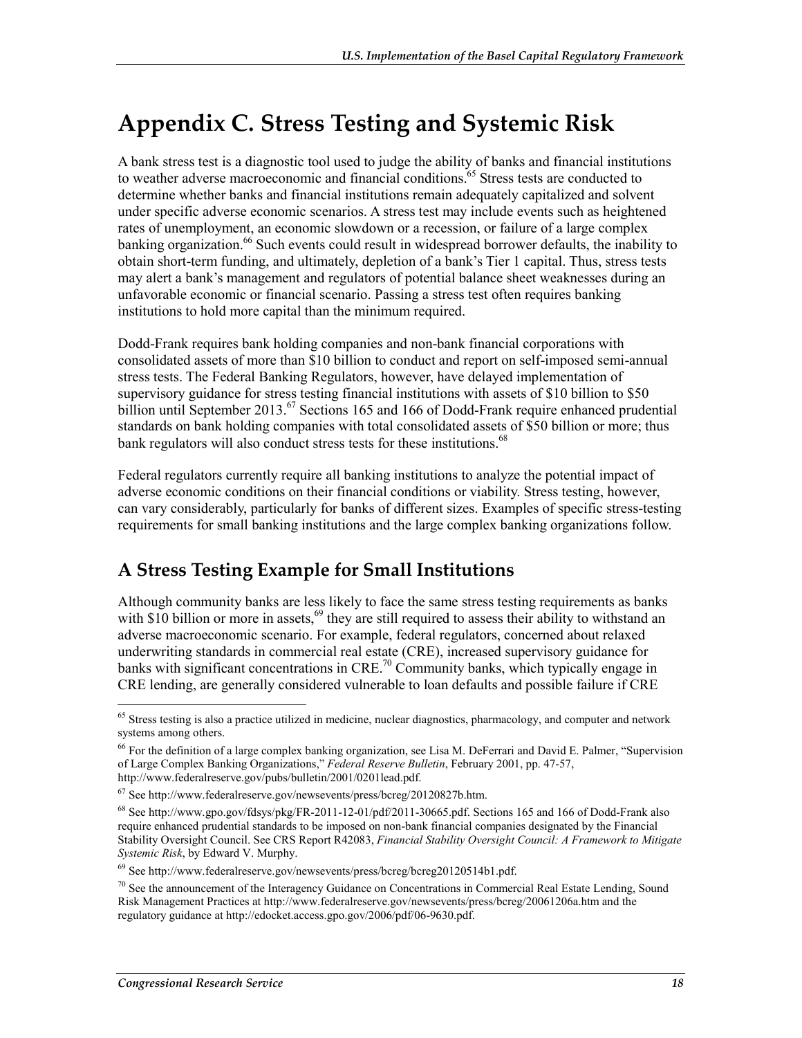# Appendix C. Stress Testing and Systemic Risk

A bank stress test is a diagnostic tool used to judge the ability of banks and financial institutions to weather adverse macroeconomic and financial conditions.[65] Stress tests are conducted to determine whether banks and financial institutions remain adequately capitalized and solvent under specific adverse economic scenarios. A stress test may include events such as heightened rates of unemployment, an economic slowdown or a recession, or failure of a large complex banking organization.[66] Such events could result in widespread borrower defaults, the inability to obtain short-term funding, and ultimately, depletion of a bank's Tier 1 capital. Thus, stress tests may alert a bank's management and regulators of potential balance sheet weaknesses during an unfavorable economic or financial scenario. Passing a stress test often requires banking institutions to hold more capital than the minimum required.

Dodd-Frank requires bank holding companies and non-bank financial corporations with consolidated assets of more than $10 billion to conduct and report on self-imposed semi-annual stress tests. The Federal Banking Regulators, however, have delayed implementation of supervisory guidance for stress testing financial institutions with assets of $10 billion to $50 billion until September 2013.[67] Sections 165 and 166 of Dodd-Frank require enhanced prudential standards on bank holding companies with total consolidated assets of $50 billion or more; thus bank regulators will also conduct stress tests for these institutions.[68]

Federal regulators currently require all banking institutions to analyze the potential impact of adverse economic conditions on their financial conditions or viability. Stress testing, however, can vary considerably, particularly for banks of different sizes. Examples of specific stress-testing requirements for small banking institutions and the large complex banking organizations follow.

## A Stress Testing Example for Small Institutions

Although community banks are less likely to face the same stress testing requirements as banks with $10 billion or more in assets,[69] they are still required to assess their ability to withstand an adverse macroeconomic scenario. For example, federal regulators, concerned about relaxed underwriting standards in commercial real estate (CRE), increased supervisory guidance for banks with significant concentrations in CRE.[70] Community banks, which typically engage in CRE lending, are generally considered vulnerable to loan defaults and possible failure if CRE

---

[65] Stress testing is also a practice utilized in medicine, nuclear diagnostics, pharmacology, and computer and network systems among others.

[66] For the definition of a large complex banking organization, see Lisa M. DeFerrari and David E. Palmer, "Supervision of Large Complex Banking Organizations," *Federal Reserve Bulletin*, February 2001, pp. 47-57, http://www.federalreserve.gov/pubs/bulletin/2001/0201lead.pdf.

[67] See http://www.federalreserve.gov/newsevents/press/bcreg/20120827b.htm.

[68] See http://www.gpo.gov/fdsys/pkg/FR-2011-12-01/pdf/2011-30665.pdf. Sections 165 and 166 of Dodd-Frank also require enhanced prudential standards to be imposed on non-bank financial companies designated by the Financial Stability Oversight Council. See CRS Report R42083, *Financial Stability Oversight Council: A Framework to Mitigate Systemic Risk*, by Edward V. Murphy.

[69] See http://www.federalreserve.gov/newsevents/press/bcreg/bcreg20120514b1.pdf.

[70] See the announcement of the Interagency Guidance on Concentrations in Commercial Real Estate Lending, Sound Risk Management Practices at http://www.federalreserve.gov/newsevents/press/bcreg/20061206a.htm and the regulatory guidance at http://edocket.access.gpo.gov/2006/pdf/06-9630.pdf.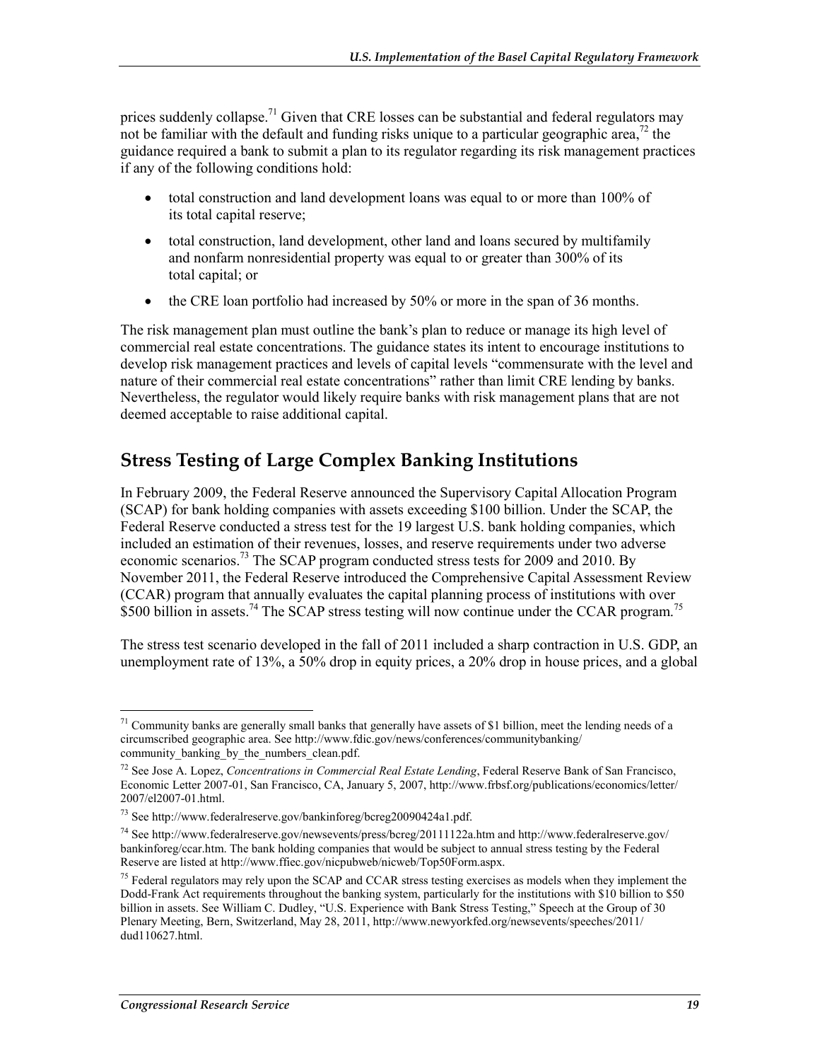prices suddenly collapse.[71] Given that CRE losses can be substantial and federal regulators may not be familiar with the default and funding risks unique to a particular geographic area,[72] the guidance required a bank to submit a plan to its regulator regarding its risk management practices if any of the following conditions hold:

- total construction and land development loans was equal to or more than 100% of its total capital reserve;
- total construction, land development, other land and loans secured by multifamily and nonfarm nonresidential property was equal to or greater than 300% of its total capital; or
- the CRE loan portfolio had increased by 50% or more in the span of 36 months.

The risk management plan must outline the bank's plan to reduce or manage its high level of commercial real estate concentrations. The guidance states its intent to encourage institutions to develop risk management practices and levels of capital levels "commensurate with the level and nature of their commercial real estate concentrations" rather than limit CRE lending by banks. Nevertheless, the regulator would likely require banks with risk management plans that are not deemed acceptable to raise additional capital.

## Stress Testing of Large Complex Banking Institutions

In February 2009, the Federal Reserve announced the Supervisory Capital Allocation Program (SCAP) for bank holding companies with assets exceeding $100 billion. Under the SCAP, the Federal Reserve conducted a stress test for the 19 largest U.S. bank holding companies, which included an estimation of their revenues, losses, and reserve requirements under two adverse economic scenarios.[73] The SCAP program conducted stress tests for 2009 and 2010. By November 2011, the Federal Reserve introduced the Comprehensive Capital Assessment Review (CCAR) program that annually evaluates the capital planning process of institutions with over $500 billion in assets.[74] The SCAP stress testing will now continue under the CCAR program.[75]

The stress test scenario developed in the fall of 2011 included a sharp contraction in U.S. GDP, an unemployment rate of 13%, a 50% drop in equity prices, a 20% drop in house prices, and a global

---

[71] Community banks are generally small banks that generally have assets of $1 billion, meet the lending needs of a circumscribed geographic area. See http://www.fdic.gov/news/conferences/communitybanking/community_banking_by_the_numbers_clean.pdf.

[72] See Jose A. Lopez, *Concentrations in Commercial Real Estate Lending*, Federal Reserve Bank of San Francisco, Economic Letter 2007-01, San Francisco, CA, January 5, 2007, http://www.frbsf.org/publications/economics/letter/2007/el2007-01.html.

[73] See http://www.federalreserve.gov/bankinforeg/bcreg20090424a1.pdf.

[74] See http://www.federalreserve.gov/newsevents/press/bcreg/20111122a.htm and http://www.federalreserve.gov/bankinforeg/ccar.htm. The bank holding companies that would be subject to annual stress testing by the Federal Reserve are listed at http://www.ffiec.gov/nicpubweb/nicweb/Top50Form.aspx.

[75] Federal regulators may rely upon the SCAP and CCAR stress testing exercises as models when they implement the Dodd-Frank Act requirements throughout the banking system, particularly for the institutions with $10 billion to $50 billion in assets. See William C. Dudley, "U.S. Experience with Bank Stress Testing," Speech at the Group of 30 Plenary Meeting, Bern, Switzerland, May 28, 2011, http://www.newyorkfed.org/newsevents/speeches/2011/dud110627.html.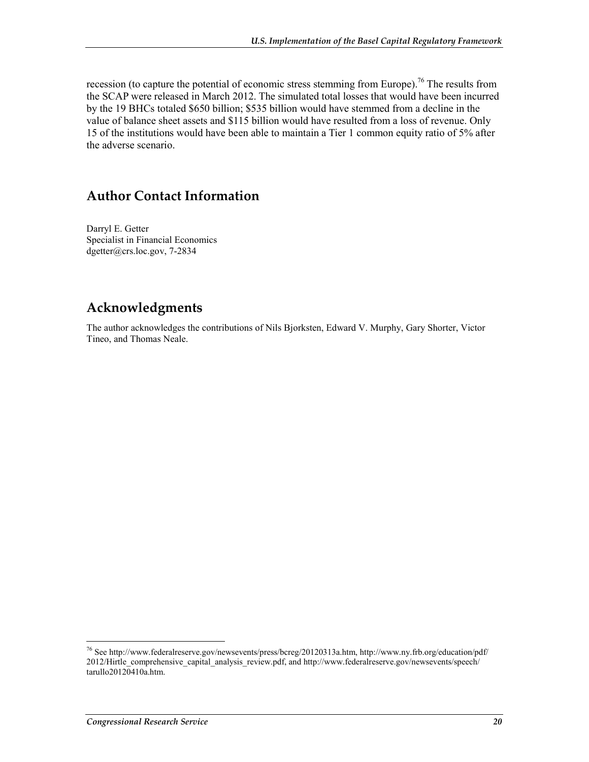recession (to capture the potential of economic stress stemming from Europe).[76] The results from the SCAP were released in March 2012. The simulated total losses that would have been incurred by the 19 BHCs totaled $650 billion; $535 billion would have stemmed from a decline in the value of balance sheet assets and $115 billion would have resulted from a loss of revenue. Only 15 of the institutions would have been able to maintain a Tier 1 common equity ratio of 5% after the adverse scenario.

## Author Contact Information

Darryl E. Getter
Specialist in Financial Economics
dgetter@crs.loc.gov, 7-2834

## Acknowledgments

The author acknowledges the contributions of Nils Bjorksten, Edward V. Murphy, Gary Shorter, Victor Tineo, and Thomas Neale.

---

[76] See http://www.federalreserve.gov/newsevents/press/bcreg/20120313a.htm, http://www.ny.frb.org/education/pdf/2012/Hirtle_comprehensive_capital_analysis_review.pdf, and http://www.federalreserve.gov/newsevents/speech/tarullo20120410a.htm.